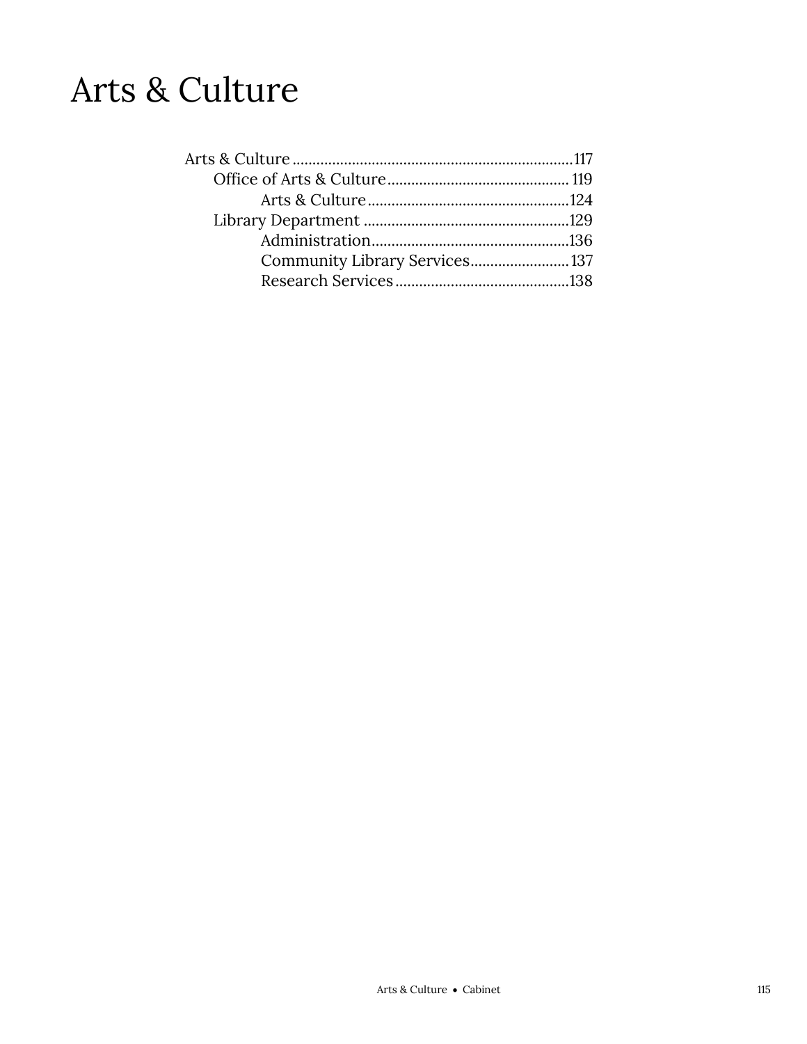# Arts & Culture

- Arts & Culture .......................................................................117
  - Office of Arts & Culture .............................................. 119
    - Arts & Culture ...................................................124
  - Library Department ....................................................129
    - Administration..................................................136
    - Community Library Services......................... 137
    - Research Services ............................................138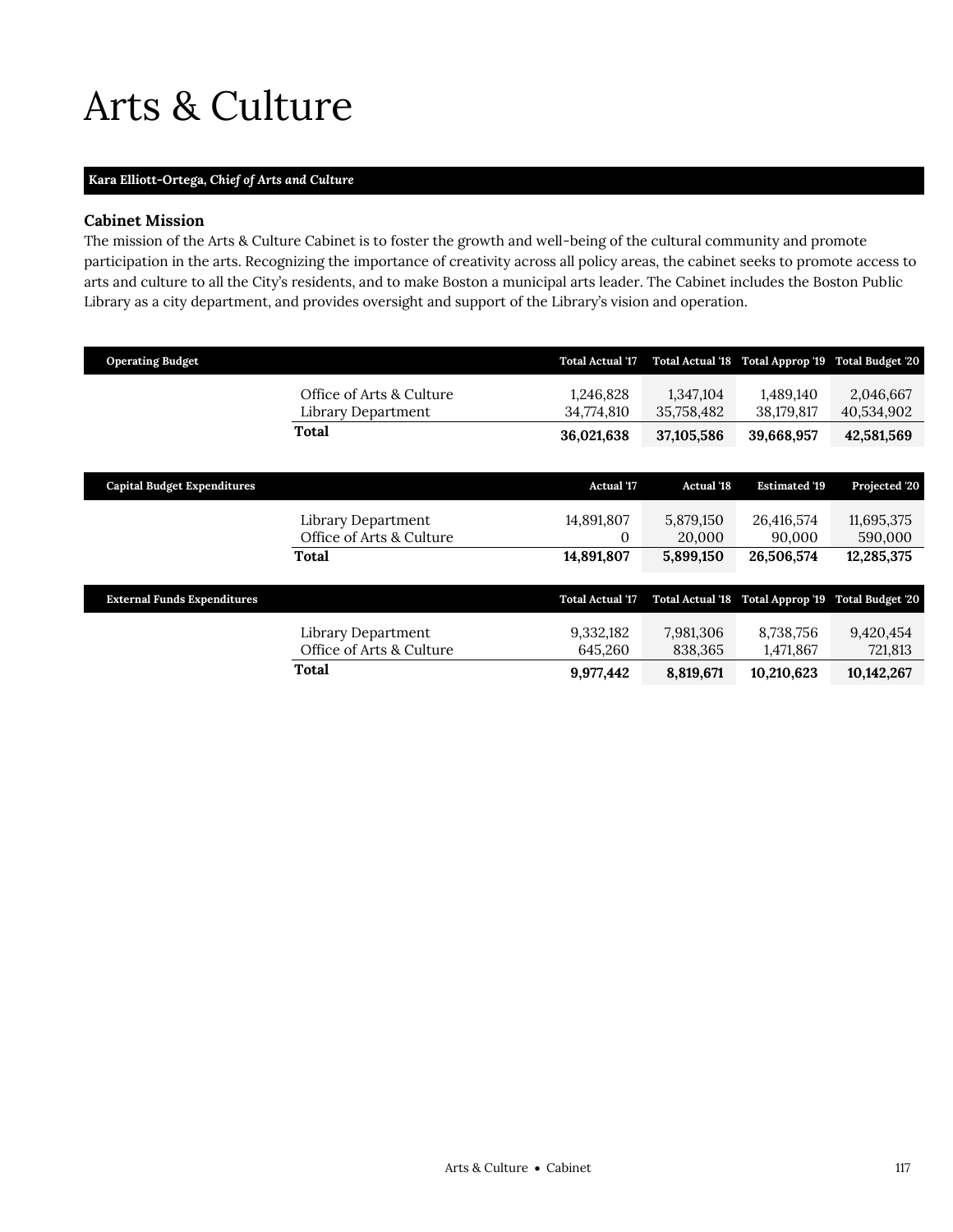# Arts & Culture

***Kara Elliott-Ortega**, Chief of Arts and Culture*

### Cabinet Mission

The mission of the Arts & Culture Cabinet is to foster the growth and well-being of the cultural community and promote participation in the arts. Recognizing the importance of creativity across all policy areas, the cabinet seeks to promote access to arts and culture to all the City's residents, and to make Boston a municipal arts leader. The Cabinet includes the Boston Public Library as a city department, and provides oversight and support of the Library's vision and operation.

| Operating Budget | | Total Actual '17 | Total Actual '18 | Total Approp '19 | Total Budget '20 |
|---|---|---|---|---|---|
| | Office of Arts & Culture | 1,246,828 | 1,347,104 | 1,489,140 | 2,046,667 |
| | Library Department | 34,774,810 | 35,758,482 | 38,179,817 | 40,534,902 |
| | **Total** | **36,021,638** | **37,105,586** | **39,668,957** | **42,581,569** |

| Capital Budget Expenditures | | Actual '17 | Actual '18 | Estimated '19 | Projected '20 |
|---|---|---|---|---|---|
| | Library Department | 14,891,807 | 5,879,150 | 26,416,574 | 11,695,375 |
| | Office of Arts & Culture | 0 | 20,000 | 90,000 | 590,000 |
| | **Total** | **14,891,807** | **5,899,150** | **26,506,574** | **12,285,375** |

| External Funds Expenditures | | Total Actual '17 | Total Actual '18 | Total Approp '19 | Total Budget '20 |
|---|---|---|---|---|---|
| | Library Department | 9,332,182 | 7,981,306 | 8,738,756 | 9,420,454 |
| | Office of Arts & Culture | 645,260 | 838,365 | 1,471,867 | 721,813 |
| | **Total** | **9,977,442** | **8,819,671** | **10,210,623** | **10,142,267** |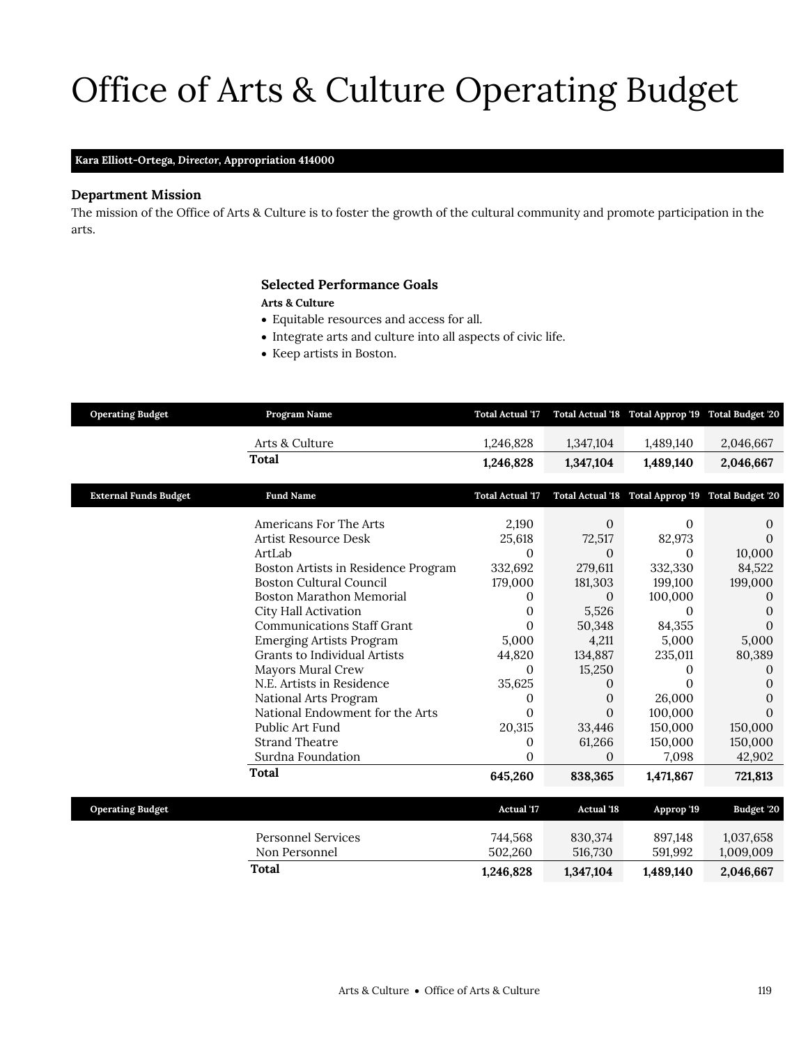# Office of Arts & Culture Operating Budget

**Kara Elliott-Ortega, *Director*, Appropriation 414000**

### Department Mission

The mission of the Office of Arts & Culture is to foster the growth of the cultural community and promote participation in the arts.

### Selected Performance Goals

**Arts & Culture**

- Equitable resources and access for all.
- Integrate arts and culture into all aspects of civic life.
- Keep artists in Boston.

| Operating Budget | Program Name | Total Actual '17 | Total Actual '18 | Total Approp '19 | Total Budget '20 |
|---|---|---|---|---|---|
| | Arts & Culture | 1,246,828 | 1,347,104 | 1,489,140 | 2,046,667 |
| | **Total** | **1,246,828** | **1,347,104** | **1,489,140** | **2,046,667** |

| External Funds Budget | Fund Name | Total Actual '17 | Total Actual '18 | Total Approp '19 | Total Budget '20 |
|---|---|---|---|---|---|
| | Americans For The Arts | 2,190 | 0 | 0 | 0 |
| | Artist Resource Desk | 25,618 | 72,517 | 82,973 | 0 |
| | ArtLab | 0 | 0 | 0 | 10,000 |
| | Boston Artists in Residence Program | 332,692 | 279,611 | 332,330 | 84,522 |
| | Boston Cultural Council | 179,000 | 181,303 | 199,100 | 199,000 |
| | Boston Marathon Memorial | 0 | 0 | 100,000 | 0 |
| | City Hall Activation | 0 | 5,526 | 0 | 0 |
| | Communications Staff Grant | 0 | 50,348 | 84,355 | 0 |
| | Emerging Artists Program | 5,000 | 4,211 | 5,000 | 5,000 |
| | Grants to Individual Artists | 44,820 | 134,887 | 235,011 | 80,389 |
| | Mayors Mural Crew | 0 | 15,250 | 0 | 0 |
| | N.E. Artists in Residence | 35,625 | 0 | 0 | 0 |
| | National Arts Program | 0 | 0 | 26,000 | 0 |
| | National Endowment for the Arts | 0 | 0 | 100,000 | 0 |
| | Public Art Fund | 20,315 | 33,446 | 150,000 | 150,000 |
| | Strand Theatre | 0 | 61,266 | 150,000 | 150,000 |
| | Surdna Foundation | 0 | 0 | 7,098 | 42,902 |
| | **Total** | **645,260** | **838,365** | **1,471,867** | **721,813** |

| Operating Budget | | Actual '17 | Actual '18 | Approp '19 | Budget '20 |
|---|---|---|---|---|---|
| | Personnel Services | 744,568 | 830,374 | 897,148 | 1,037,658 |
| | Non Personnel | 502,260 | 516,730 | 591,992 | 1,009,009 |
| | **Total** | **1,246,828** | **1,347,104** | **1,489,140** | **2,046,667** |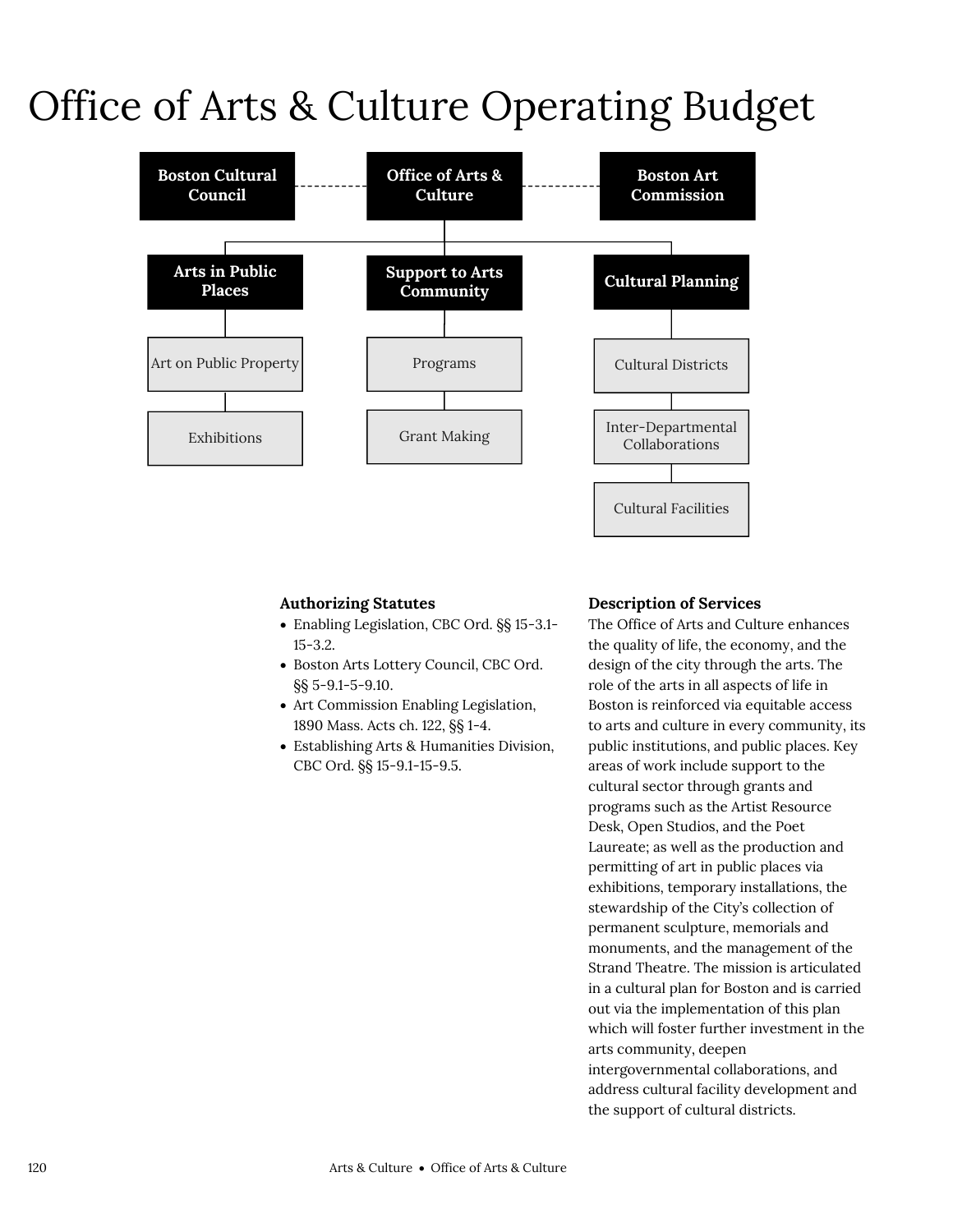# Office of Arts & Culture Operating Budget

- **Office of Arts & Culture**
  - Boston Cultural Council
  - Boston Art Commission
  - **Arts in Public Places**
    - Art on Public Property
    - Exhibitions
  - **Support to Arts Community**
    - Programs
    - Grant Making
  - **Cultural Planning**
    - Cultural Districts
    - Inter-Departmental Collaborations
    - Cultural Facilities

### Authorizing Statutes

- Enabling Legislation, CBC Ord. §§ 15-3.1-15-3.2.
- Boston Arts Lottery Council, CBC Ord. §§ 5-9.1-5-9.10.
- Art Commission Enabling Legislation, 1890 Mass. Acts ch. 122, §§ 1-4.
- Establishing Arts & Humanities Division, CBC Ord. §§ 15-9.1-15-9.5.

### Description of Services

The Office of Arts and Culture enhances the quality of life, the economy, and the design of the city through the arts. The role of the arts in all aspects of life in Boston is reinforced via equitable access to arts and culture in every community, its public institutions, and public places. Key areas of work include support to the cultural sector through grants and programs such as the Artist Resource Desk, Open Studios, and the Poet Laureate; as well as the production and permitting of art in public places via exhibitions, temporary installations, the stewardship of the City's collection of permanent sculpture, memorials and monuments, and the management of the Strand Theatre. The mission is articulated in a cultural plan for Boston and is carried out via the implementation of this plan which will foster further investment in the arts community, deepen intergovernmental collaborations, and address cultural facility development and the support of cultural districts.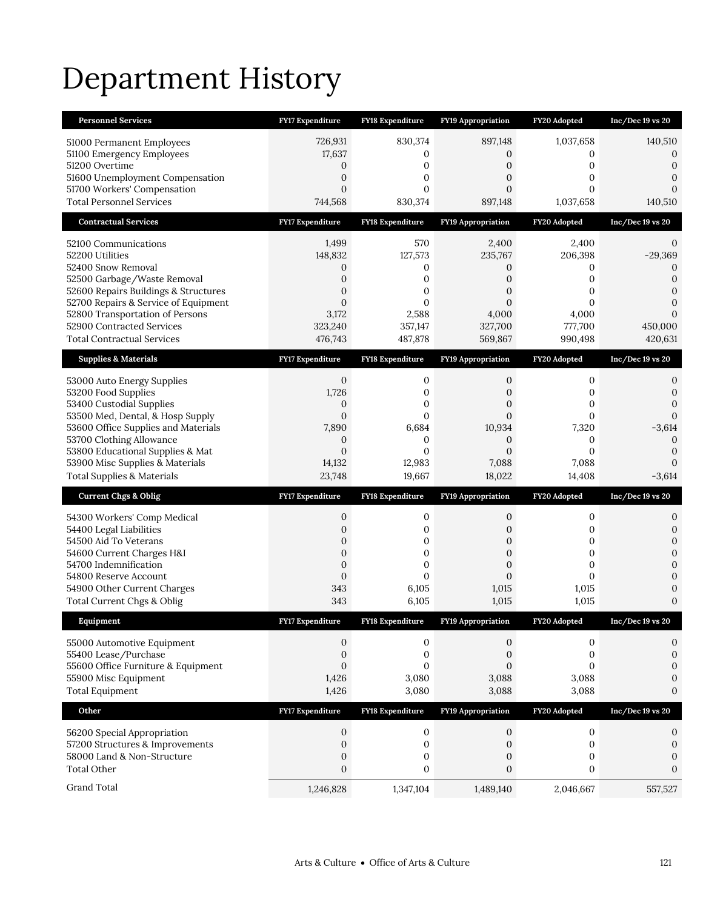# Department History

| Personnel Services | FY17 Expenditure | FY18 Expenditure | FY19 Appropriation | FY20 Adopted | Inc/Dec 19 vs 20 |
|---|---|---|---|---|---|
| 51000 Permanent Employees | 726,931 | 830,374 | 897,148 | 1,037,658 | 140,510 |
| 51100 Emergency Employees | 17,637 | 0 | 0 | 0 | 0 |
| 51200 Overtime | 0 | 0 | 0 | 0 | 0 |
| 51600 Unemployment Compensation | 0 | 0 | 0 | 0 | 0 |
| 51700 Workers' Compensation | 0 | 0 | 0 | 0 | 0 |
| Total Personnel Services | 744,568 | 830,374 | 897,148 | 1,037,658 | 140,510 |
| **Contractual Services** | **FY17 Expenditure** | **FY18 Expenditure** | **FY19 Appropriation** | **FY20 Adopted** | **Inc/Dec 19 vs 20** |
| 52100 Communications | 1,499 | 570 | 2,400 | 2,400 | 0 |
| 52200 Utilities | 148,832 | 127,573 | 235,767 | 206,398 | -29,369 |
| 52400 Snow Removal | 0 | 0 | 0 | 0 | 0 |
| 52500 Garbage/Waste Removal | 0 | 0 | 0 | 0 | 0 |
| 52600 Repairs Buildings & Structures | 0 | 0 | 0 | 0 | 0 |
| 52700 Repairs & Service of Equipment | 0 | 0 | 0 | 0 | 0 |
| 52800 Transportation of Persons | 3,172 | 2,588 | 4,000 | 4,000 | 0 |
| 52900 Contracted Services | 323,240 | 357,147 | 327,700 | 777,700 | 450,000 |
| Total Contractual Services | 476,743 | 487,878 | 569,867 | 990,498 | 420,631 |
| **Supplies & Materials** | **FY17 Expenditure** | **FY18 Expenditure** | **FY19 Appropriation** | **FY20 Adopted** | **Inc/Dec 19 vs 20** |
| 53000 Auto Energy Supplies | 0 | 0 | 0 | 0 | 0 |
| 53200 Food Supplies | 1,726 | 0 | 0 | 0 | 0 |
| 53400 Custodial Supplies | 0 | 0 | 0 | 0 | 0 |
| 53500 Med, Dental, & Hosp Supply | 0 | 0 | 0 | 0 | 0 |
| 53600 Office Supplies and Materials | 7,890 | 6,684 | 10,934 | 7,320 | -3,614 |
| 53700 Clothing Allowance | 0 | 0 | 0 | 0 | 0 |
| 53800 Educational Supplies & Mat | 0 | 0 | 0 | 0 | 0 |
| 53900 Misc Supplies & Materials | 14,132 | 12,983 | 7,088 | 7,088 | 0 |
| Total Supplies & Materials | 23,748 | 19,667 | 18,022 | 14,408 | -3,614 |
| **Current Chgs & Oblig** | **FY17 Expenditure** | **FY18 Expenditure** | **FY19 Appropriation** | **FY20 Adopted** | **Inc/Dec 19 vs 20** |
| 54300 Workers' Comp Medical | 0 | 0 | 0 | 0 | 0 |
| 54400 Legal Liabilities | 0 | 0 | 0 | 0 | 0 |
| 54500 Aid To Veterans | 0 | 0 | 0 | 0 | 0 |
| 54600 Current Charges H&I | 0 | 0 | 0 | 0 | 0 |
| 54700 Indemnification | 0 | 0 | 0 | 0 | 0 |
| 54800 Reserve Account | 0 | 0 | 0 | 0 | 0 |
| 54900 Other Current Charges | 343 | 6,105 | 1,015 | 1,015 | 0 |
| Total Current Chgs & Oblig | 343 | 6,105 | 1,015 | 1,015 | 0 |
| **Equipment** | **FY17 Expenditure** | **FY18 Expenditure** | **FY19 Appropriation** | **FY20 Adopted** | **Inc/Dec 19 vs 20** |
| 55000 Automotive Equipment | 0 | 0 | 0 | 0 | 0 |
| 55400 Lease/Purchase | 0 | 0 | 0 | 0 | 0 |
| 55600 Office Furniture & Equipment | 0 | 0 | 0 | 0 | 0 |
| 55900 Misc Equipment | 1,426 | 3,080 | 3,088 | 3,088 | 0 |
| Total Equipment | 1,426 | 3,080 | 3,088 | 3,088 | 0 |
| **Other** | **FY17 Expenditure** | **FY18 Expenditure** | **FY19 Appropriation** | **FY20 Adopted** | **Inc/Dec 19 vs 20** |
| 56200 Special Appropriation | 0 | 0 | 0 | 0 | 0 |
| 57200 Structures & Improvements | 0 | 0 | 0 | 0 | 0 |
| 58000 Land & Non-Structure | 0 | 0 | 0 | 0 | 0 |
| Total Other | 0 | 0 | 0 | 0 | 0 |
| Grand Total | 1,246,828 | 1,347,104 | 1,489,140 | 2,046,667 | 557,527 |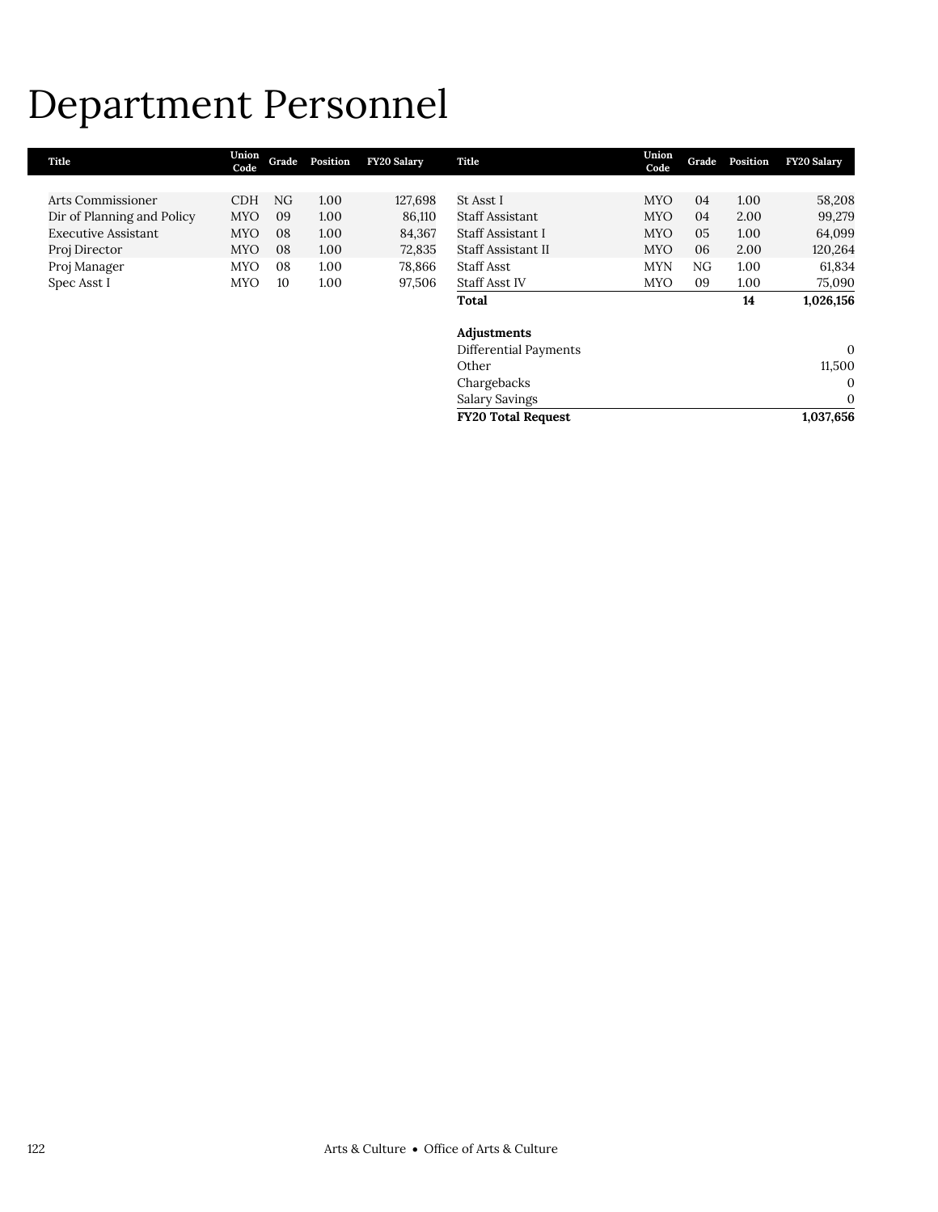# Department Personnel

| Title | Union Code | Grade | Position | FY20 Salary |
|---|---|---|---|---|
| Arts Commissioner | CDH | NG | 1.00 | 127,698 |
| Dir of Planning and Policy | MYO | 09 | 1.00 | 86,110 |
| Executive Assistant | MYO | 08 | 1.00 | 84,367 |
| Proj Director | MYO | 08 | 1.00 | 72,835 |
| Proj Manager | MYO | 08 | 1.00 | 78,866 |
| Spec Asst I | MYO | 10 | 1.00 | 97,506 |
| St Asst I | MYO | 04 | 1.00 | 58,208 |
| Staff Assistant | MYO | 04 | 2.00 | 99,279 |
| Staff Assistant I | MYO | 05 | 1.00 | 64,099 |
| Staff Assistant II | MYO | 06 | 2.00 | 120,264 |
| Staff Asst | MYN | NG | 1.00 | 61,834 |
| Staff Asst IV | MYO | 09 | 1.00 | 75,090 |
| **Total** | | | **14** | **1,026,156** |
| | | | | |
| **Adjustments** | | | | |
| Differential Payments | | | | 0 |
| Other | | | | 11,500 |
| Chargebacks | | | | 0 |
| Salary Savings | | | | 0 |
| **FY20 Total Request** | | | | **1,037,656** |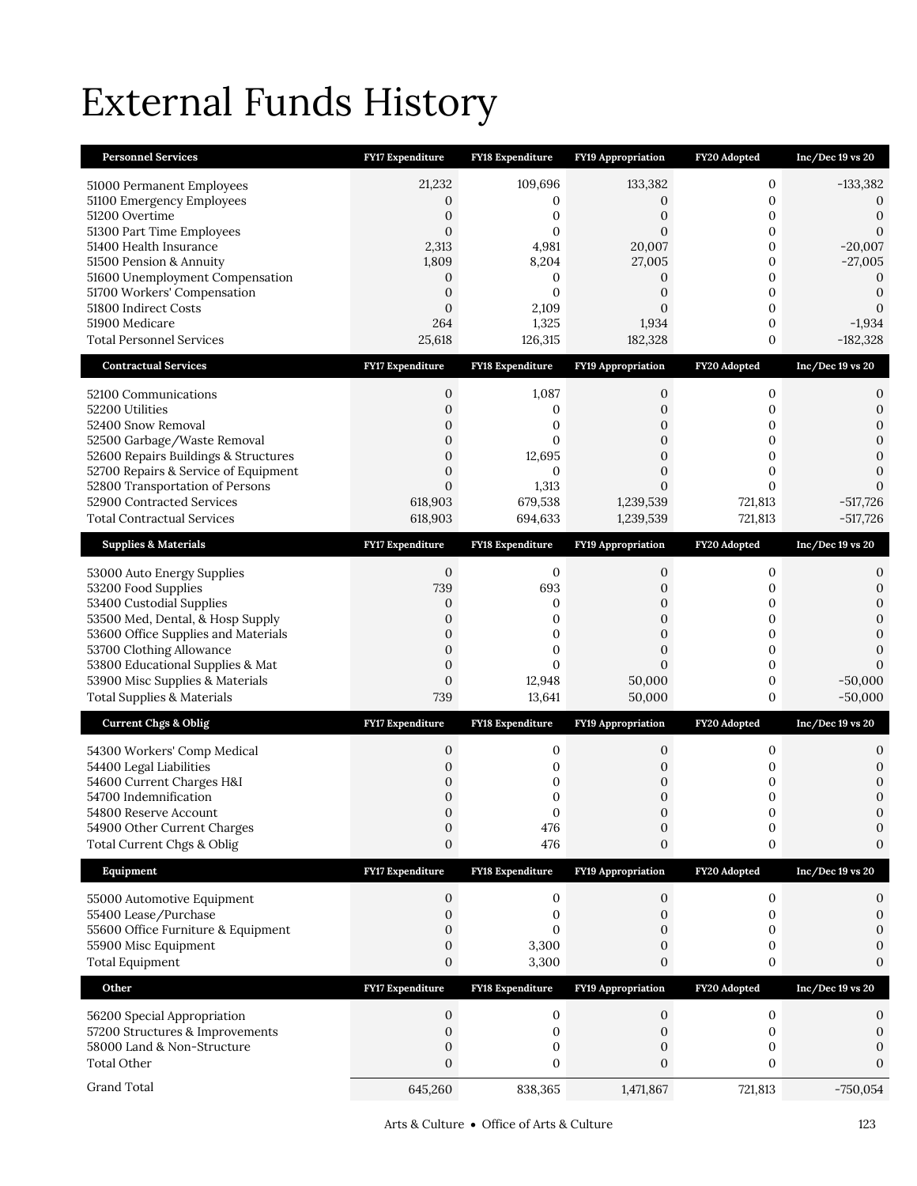# External Funds History

| Personnel Services | FY17 Expenditure | FY18 Expenditure | FY19 Appropriation | FY20 Adopted | Inc/Dec 19 vs 20 |
|---|---|---|---|---|---|
| 51000 Permanent Employees | 21,232 | 109,696 | 133,382 | 0 | -133,382 |
| 51100 Emergency Employees | 0 | 0 | 0 | 0 | 0 |
| 51200 Overtime | 0 | 0 | 0 | 0 | 0 |
| 51300 Part Time Employees | 0 | 0 | 0 | 0 | 0 |
| 51400 Health Insurance | 2,313 | 4,981 | 20,007 | 0 | -20,007 |
| 51500 Pension & Annuity | 1,809 | 8,204 | 27,005 | 0 | -27,005 |
| 51600 Unemployment Compensation | 0 | 0 | 0 | 0 | 0 |
| 51700 Workers' Compensation | 0 | 0 | 0 | 0 | 0 |
| 51800 Indirect Costs | 0 | 2,109 | 0 | 0 | 0 |
| 51900 Medicare | 264 | 1,325 | 1,934 | 0 | -1,934 |
| Total Personnel Services | 25,618 | 126,315 | 182,328 | 0 | -182,328 |

| Contractual Services | FY17 Expenditure | FY18 Expenditure | FY19 Appropriation | FY20 Adopted | Inc/Dec 19 vs 20 |
|---|---|---|---|---|---|
| 52100 Communications | 0 | 1,087 | 0 | 0 | 0 |
| 52200 Utilities | 0 | 0 | 0 | 0 | 0 |
| 52400 Snow Removal | 0 | 0 | 0 | 0 | 0 |
| 52500 Garbage/Waste Removal | 0 | 0 | 0 | 0 | 0 |
| 52600 Repairs Buildings & Structures | 0 | 12,695 | 0 | 0 | 0 |
| 52700 Repairs & Service of Equipment | 0 | 0 | 0 | 0 | 0 |
| 52800 Transportation of Persons | 0 | 1,313 | 0 | 0 | 0 |
| 52900 Contracted Services | 618,903 | 679,538 | 1,239,539 | 721,813 | -517,726 |
| Total Contractual Services | 618,903 | 694,633 | 1,239,539 | 721,813 | -517,726 |

| Supplies & Materials | FY17 Expenditure | FY18 Expenditure | FY19 Appropriation | FY20 Adopted | Inc/Dec 19 vs 20 |
|---|---|---|---|---|---|
| 53000 Auto Energy Supplies | 0 | 0 | 0 | 0 | 0 |
| 53200 Food Supplies | 739 | 693 | 0 | 0 | 0 |
| 53400 Custodial Supplies | 0 | 0 | 0 | 0 | 0 |
| 53500 Med, Dental, & Hosp Supply | 0 | 0 | 0 | 0 | 0 |
| 53600 Office Supplies and Materials | 0 | 0 | 0 | 0 | 0 |
| 53700 Clothing Allowance | 0 | 0 | 0 | 0 | 0 |
| 53800 Educational Supplies & Mat | 0 | 0 | 0 | 0 | 0 |
| 53900 Misc Supplies & Materials | 0 | 12,948 | 50,000 | 0 | -50,000 |
| Total Supplies & Materials | 739 | 13,641 | 50,000 | 0 | -50,000 |

| Current Chgs & Oblig | FY17 Expenditure | FY18 Expenditure | FY19 Appropriation | FY20 Adopted | Inc/Dec 19 vs 20 |
|---|---|---|---|---|---|
| 54300 Workers' Comp Medical | 0 | 0 | 0 | 0 | 0 |
| 54400 Legal Liabilities | 0 | 0 | 0 | 0 | 0 |
| 54600 Current Charges H&I | 0 | 0 | 0 | 0 | 0 |
| 54700 Indemnification | 0 | 0 | 0 | 0 | 0 |
| 54800 Reserve Account | 0 | 0 | 0 | 0 | 0 |
| 54900 Other Current Charges | 0 | 476 | 0 | 0 | 0 |
| Total Current Chgs & Oblig | 0 | 476 | 0 | 0 | 0 |

| Equipment | FY17 Expenditure | FY18 Expenditure | FY19 Appropriation | FY20 Adopted | Inc/Dec 19 vs 20 |
|---|---|---|---|---|---|
| 55000 Automotive Equipment | 0 | 0 | 0 | 0 | 0 |
| 55400 Lease/Purchase | 0 | 0 | 0 | 0 | 0 |
| 55600 Office Furniture & Equipment | 0 | 0 | 0 | 0 | 0 |
| 55900 Misc Equipment | 0 | 3,300 | 0 | 0 | 0 |
| Total Equipment | 0 | 3,300 | 0 | 0 | 0 |

| Other | FY17 Expenditure | FY18 Expenditure | FY19 Appropriation | FY20 Adopted | Inc/Dec 19 vs 20 |
|---|---|---|---|---|---|
| 56200 Special Appropriation | 0 | 0 | 0 | 0 | 0 |
| 57200 Structures & Improvements | 0 | 0 | 0 | 0 | 0 |
| 58000 Land & Non-Structure | 0 | 0 | 0 | 0 | 0 |
| Total Other | 0 | 0 | 0 | 0 | 0 |
| Grand Total | 645,260 | 838,365 | 1,471,867 | 721,813 | -750,054 |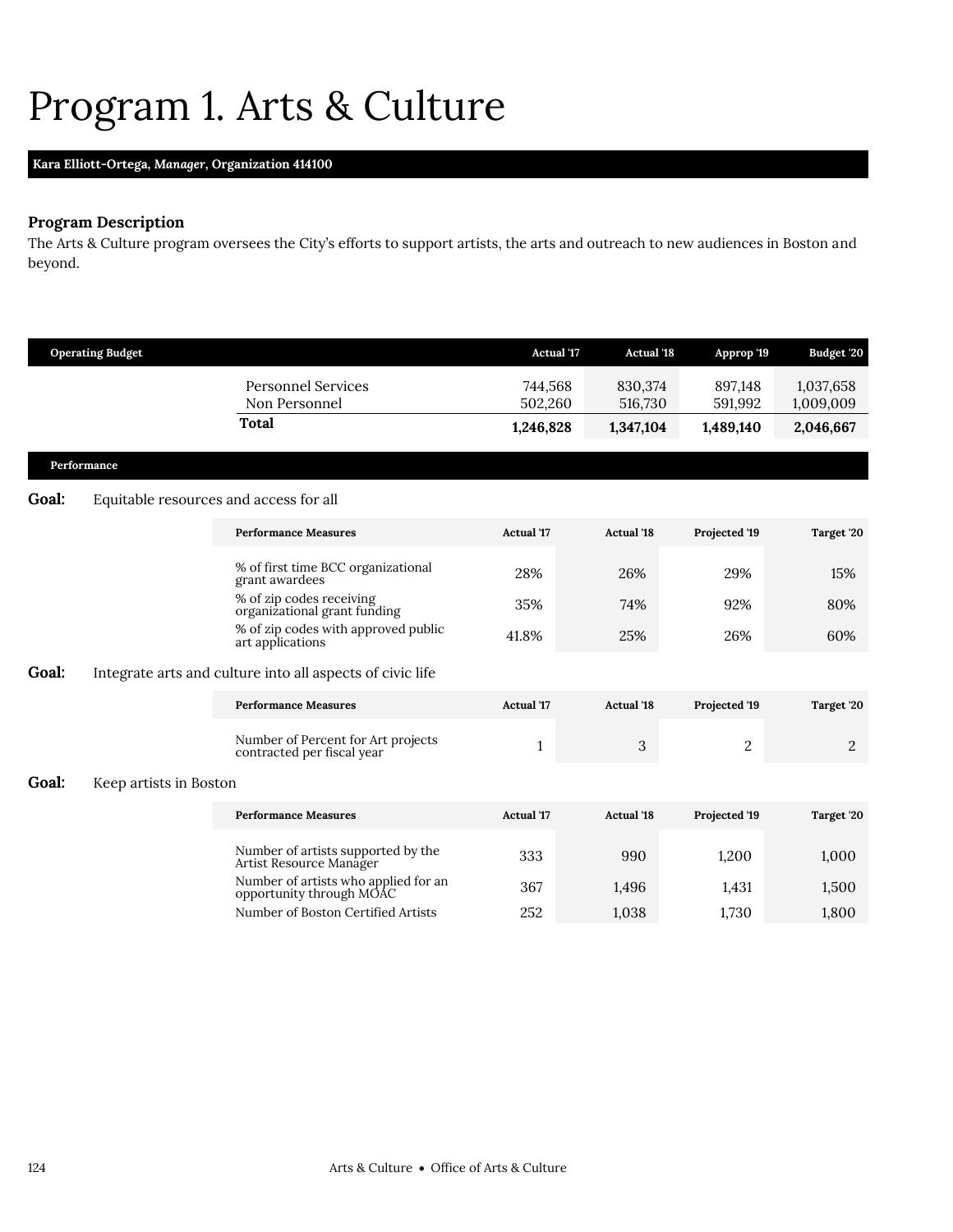# Program 1. Arts & Culture

**Kara Elliott-Ortega, *Manager*, Organization 414100**

### Program Description

The Arts & Culture program oversees the City's efforts to support artists, the arts and outreach to new audiences in Boston and beyond.

| Operating Budget | Actual '17 | Actual '18 | Approp '19 | Budget '20 |
|---|---|---|---|---|
| Personnel Services | 744,568 | 830,374 | 897,148 | 1,037,658 |
| Non Personnel | 502,260 | 516,730 | 591,992 | 1,009,009 |
| **Total** | **1,246,828** | **1,347,104** | **1,489,140** | **2,046,667** |

### Performance

**Goal:** Equitable resources and access for all

| Performance Measures | Actual '17 | Actual '18 | Projected '19 | Target '20 |
|---|---|---|---|---|
| % of first time BCC organizational grant awardees | 28% | 26% | 29% | 15% |
| % of zip codes receiving organizational grant funding | 35% | 74% | 92% | 80% |
| % of zip codes with approved public art applications | 41.8% | 25% | 26% | 60% |

**Goal:** Integrate arts and culture into all aspects of civic life

| Performance Measures | Actual '17 | Actual '18 | Projected '19 | Target '20 |
|---|---|---|---|---|
| Number of Percent for Art projects contracted per fiscal year | 1 | 3 | 2 | 2 |

**Goal:** Keep artists in Boston

| Performance Measures | Actual '17 | Actual '18 | Projected '19 | Target '20 |
|---|---|---|---|---|
| Number of artists supported by the Artist Resource Manager | 333 | 990 | 1,200 | 1,000 |
| Number of artists who applied for an opportunity through MOAC | 367 | 1,496 | 1,431 | 1,500 |
| Number of Boston Certified Artists | 252 | 1,038 | 1,730 | 1,800 |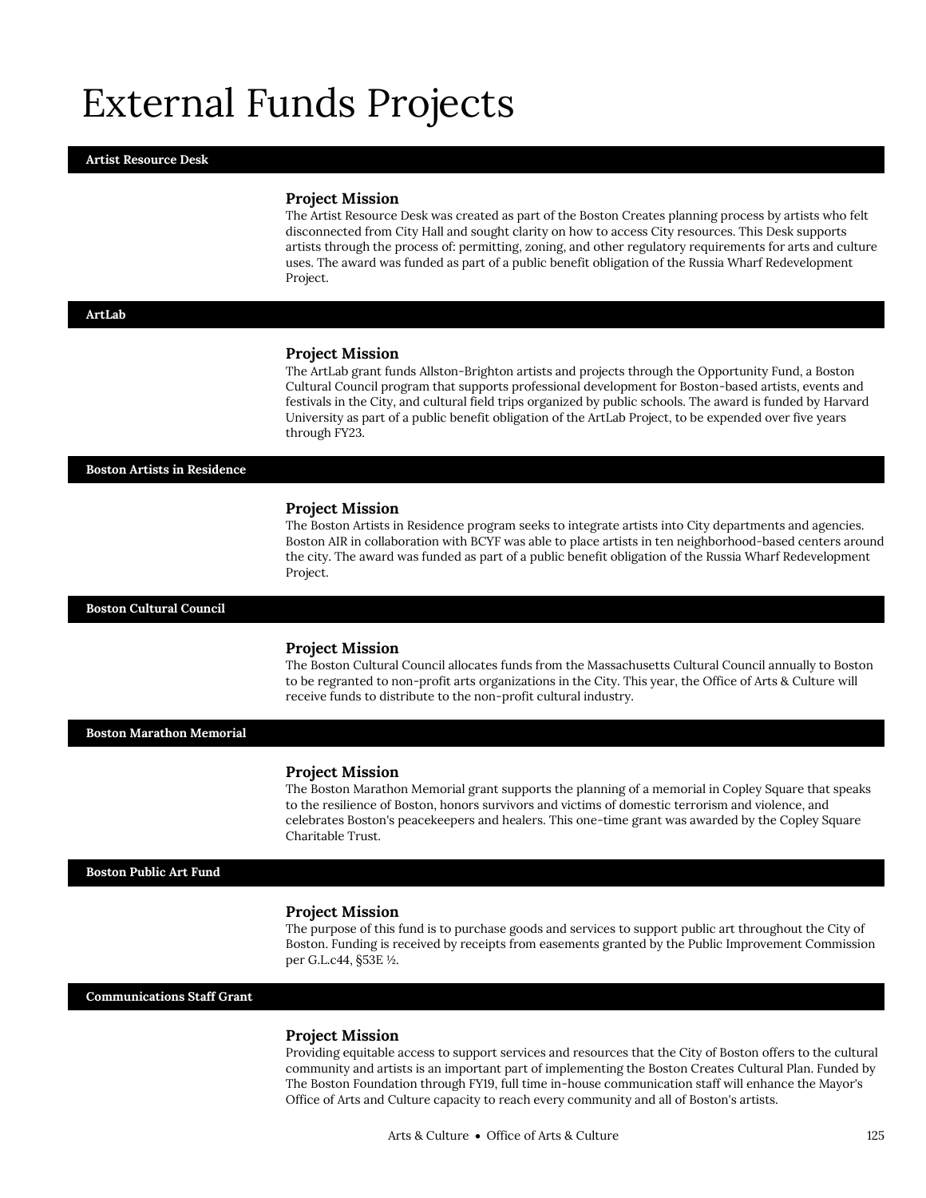# External Funds Projects

## Artist Resource Desk

### Project Mission

The Artist Resource Desk was created as part of the Boston Creates planning process by artists who felt disconnected from City Hall and sought clarity on how to access City resources. This Desk supports artists through the process of: permitting, zoning, and other regulatory requirements for arts and culture uses. The award was funded as part of a public benefit obligation of the Russia Wharf Redevelopment Project.

## ArtLab

### Project Mission

The ArtLab grant funds Allston-Brighton artists and projects through the Opportunity Fund, a Boston Cultural Council program that supports professional development for Boston-based artists, events and festivals in the City, and cultural field trips organized by public schools. The award is funded by Harvard University as part of a public benefit obligation of the ArtLab Project, to be expended over five years through FY23.

## Boston Artists in Residence

### Project Mission

The Boston Artists in Residence program seeks to integrate artists into City departments and agencies. Boston AIR in collaboration with BCYF was able to place artists in ten neighborhood-based centers around the city. The award was funded as part of a public benefit obligation of the Russia Wharf Redevelopment Project.

## Boston Cultural Council

### Project Mission

The Boston Cultural Council allocates funds from the Massachusetts Cultural Council annually to Boston to be regranted to non-profit arts organizations in the City. This year, the Office of Arts & Culture will receive funds to distribute to the non-profit cultural industry.

## Boston Marathon Memorial

### Project Mission

The Boston Marathon Memorial grant supports the planning of a memorial in Copley Square that speaks to the resilience of Boston, honors survivors and victims of domestic terrorism and violence, and celebrates Boston's peacekeepers and healers. This one-time grant was awarded by the Copley Square Charitable Trust.

## Boston Public Art Fund

### Project Mission

The purpose of this fund is to purchase goods and services to support public art throughout the City of Boston. Funding is received by receipts from easements granted by the Public Improvement Commission per G.L.c44, §53E ½.

## Communications Staff Grant

### Project Mission

Providing equitable access to support services and resources that the City of Boston offers to the cultural community and artists is an important part of implementing the Boston Creates Cultural Plan. Funded by The Boston Foundation through FY19, full time in-house communication staff will enhance the Mayor's Office of Arts and Culture capacity to reach every community and all of Boston's artists.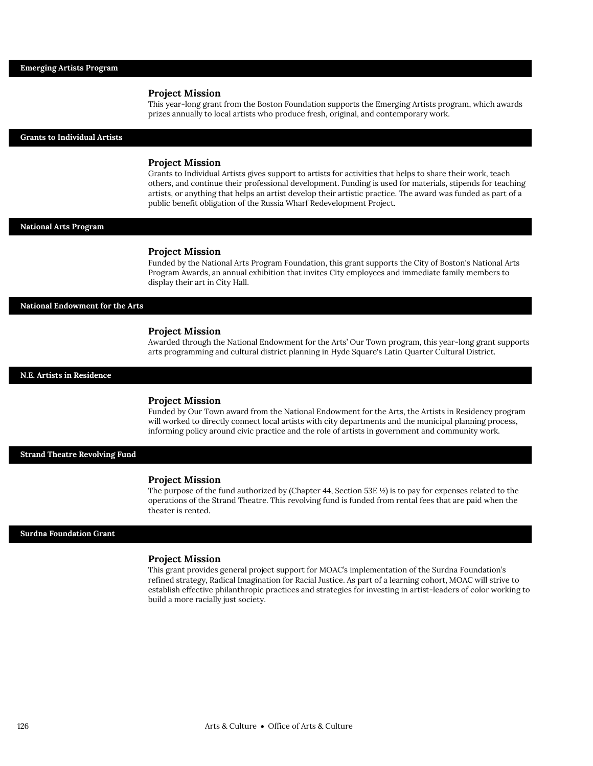## Emerging Artists Program

### Project Mission

This year-long grant from the Boston Foundation supports the Emerging Artists program, which awards prizes annually to local artists who produce fresh, original, and contemporary work.

## Grants to Individual Artists

### Project Mission

Grants to Individual Artists gives support to artists for activities that helps to share their work, teach others, and continue their professional development. Funding is used for materials, stipends for teaching artists, or anything that helps an artist develop their artistic practice. The award was funded as part of a public benefit obligation of the Russia Wharf Redevelopment Project.

## National Arts Program

### Project Mission

Funded by the National Arts Program Foundation, this grant supports the City of Boston's National Arts Program Awards, an annual exhibition that invites City employees and immediate family members to display their art in City Hall.

## National Endowment for the Arts

### Project Mission

Awarded through the National Endowment for the Arts' Our Town program, this year-long grant supports arts programming and cultural district planning in Hyde Square's Latin Quarter Cultural District.

## N.E. Artists in Residence

### Project Mission

Funded by Our Town award from the National Endowment for the Arts, the Artists in Residency program will worked to directly connect local artists with city departments and the municipal planning process, informing policy around civic practice and the role of artists in government and community work.

## Strand Theatre Revolving Fund

### Project Mission

The purpose of the fund authorized by (Chapter 44, Section 53E ½) is to pay for expenses related to the operations of the Strand Theatre. This revolving fund is funded from rental fees that are paid when the theater is rented.

## Surdna Foundation Grant

### Project Mission

This grant provides general project support for MOAC's implementation of the Surdna Foundation's refined strategy, Radical Imagination for Racial Justice. As part of a learning cohort, MOAC will strive to establish effective philanthropic practices and strategies for investing in artist-leaders of color working to build a more racially just society.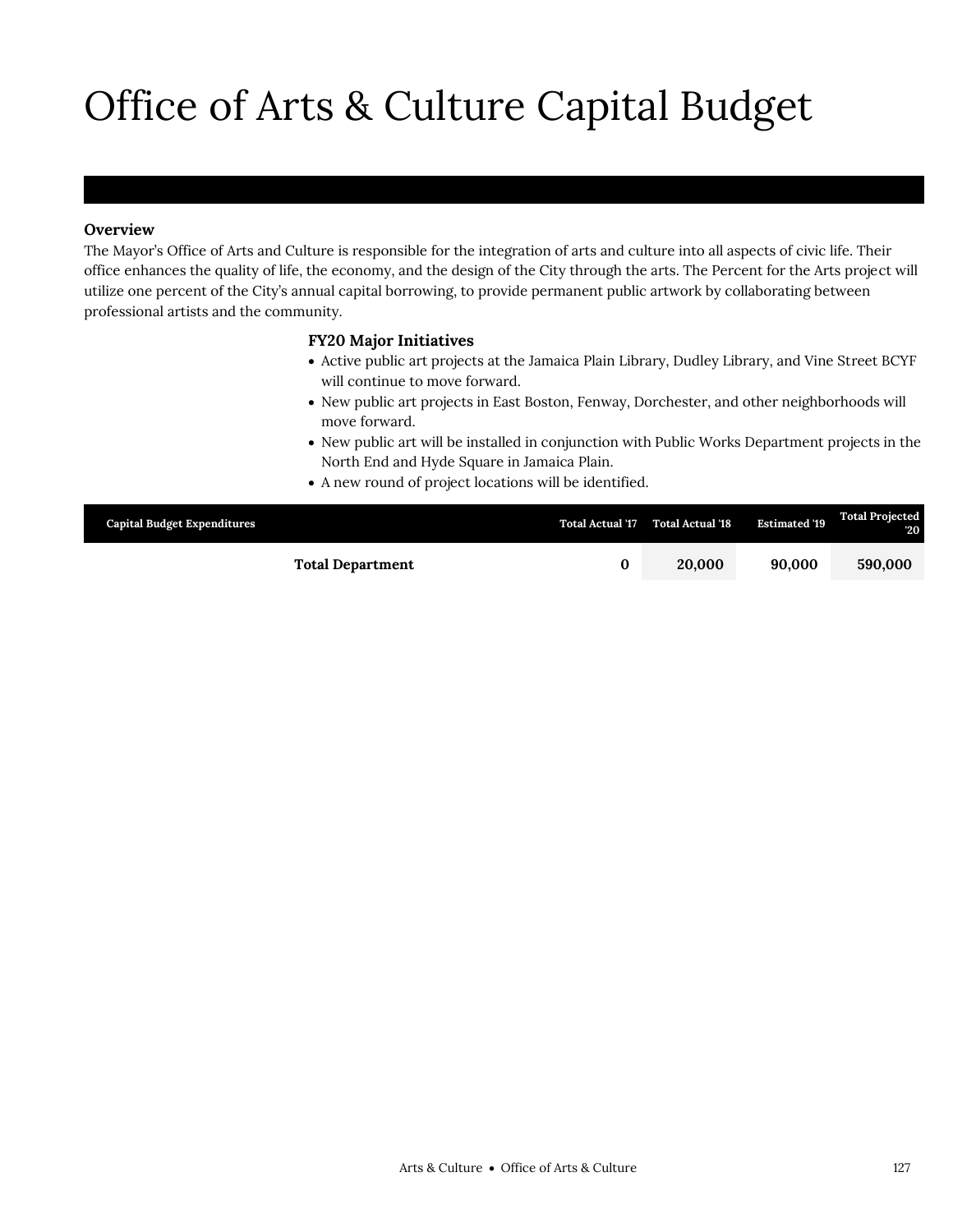# Office of Arts & Culture Capital Budget

**Overview**

The Mayor's Office of Arts and Culture is responsible for the integration of arts and culture into all aspects of civic life. Their office enhances the quality of life, the economy, and the design of the City through the arts. The Percent for the Arts project will utilize one percent of the City's annual capital borrowing, to provide permanent public artwork by collaborating between professional artists and the community.

**FY20 Major Initiatives**

- Active public art projects at the Jamaica Plain Library, Dudley Library, and Vine Street BCYF will continue to move forward.
- New public art projects in East Boston, Fenway, Dorchester, and other neighborhoods will move forward.
- New public art will be installed in conjunction with Public Works Department projects in the North End and Hyde Square in Jamaica Plain.
- A new round of project locations will be identified.

| Capital Budget Expenditures | Total Actual '17 | Total Actual '18 | Estimated '19 | Total Projected '20 |
|---|---|---|---|---|
| **Total Department** | **0** | **20,000** | **90,000** | **590,000** |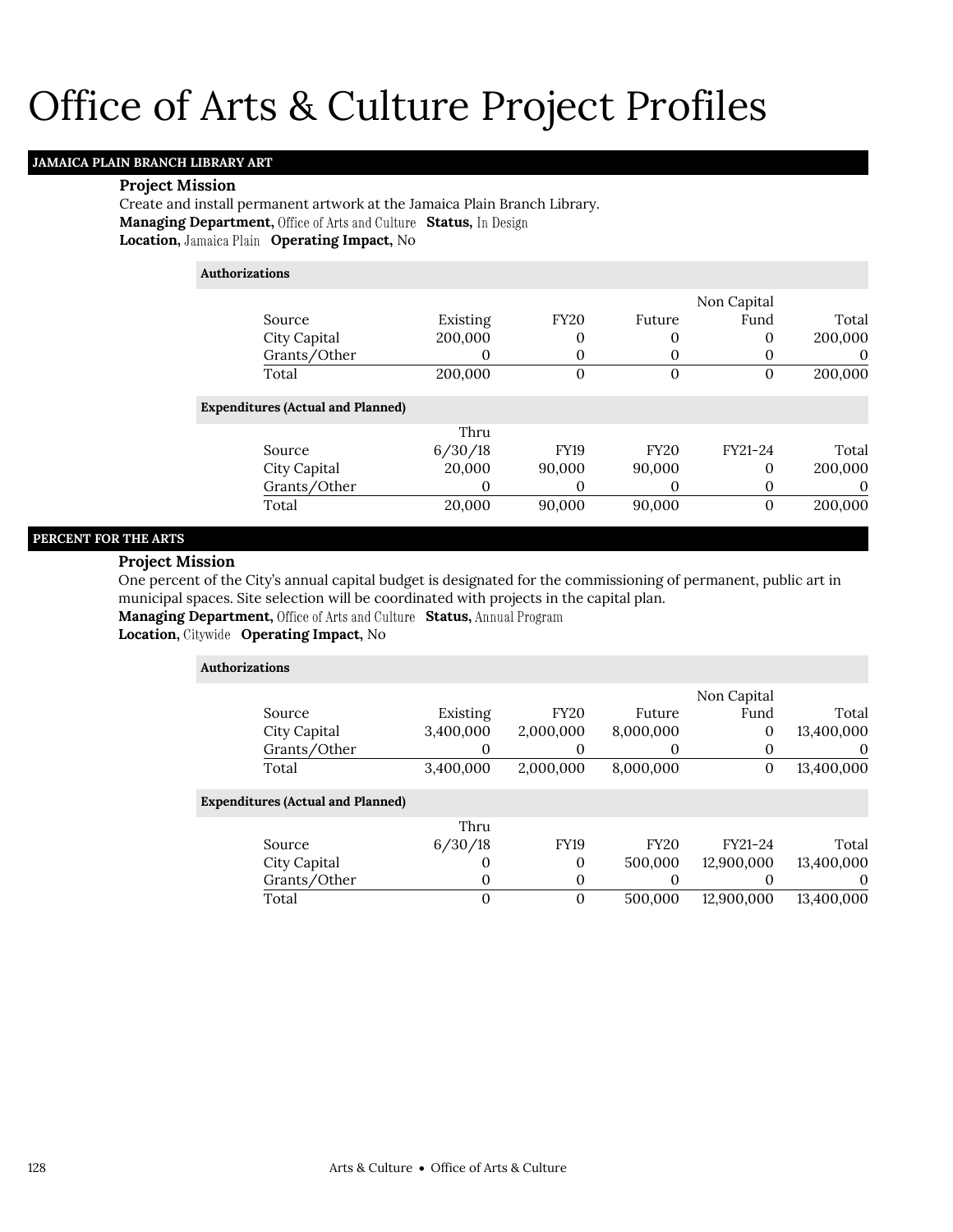# Office of Arts & Culture Project Profiles

## JAMAICA PLAIN BRANCH LIBRARY ART

**Project Mission**

Create and install permanent artwork at the Jamaica Plain Branch Library.

**Managing Department,** Office of Arts and Culture **Status,** In Design

**Location,** Jamaica Plain **Operating Impact,** No

**Authorizations**

| Source | Existing | FY20 | Future | Non Capital Fund | Total |
|---|---|---|---|---|---|
| City Capital | 200,000 | 0 | 0 | 0 | 200,000 |
| Grants/Other | 0 | 0 | 0 | 0 | 0 |
| Total | 200,000 | 0 | 0 | 0 | 200,000 |

**Expenditures (Actual and Planned)**

| Source | Thru 6/30/18 | FY19 | FY20 | FY21-24 | Total |
|---|---|---|---|---|---|
| City Capital | 20,000 | 90,000 | 90,000 | 0 | 200,000 |
| Grants/Other | 0 | 0 | 0 | 0 | 0 |
| Total | 20,000 | 90,000 | 90,000 | 0 | 200,000 |

## PERCENT FOR THE ARTS

**Project Mission**

One percent of the City's annual capital budget is designated for the commissioning of permanent, public art in municipal spaces. Site selection will be coordinated with projects in the capital plan.

**Managing Department,** Office of Arts and Culture **Status,** Annual Program

**Location,** Citywide **Operating Impact,** No

**Authorizations**

| Source | Existing | FY20 | Future | Non Capital Fund | Total |
|---|---|---|---|---|---|
| City Capital | 3,400,000 | 2,000,000 | 8,000,000 | 0 | 13,400,000 |
| Grants/Other | 0 | 0 | 0 | 0 | 0 |
| Total | 3,400,000 | 2,000,000 | 8,000,000 | 0 | 13,400,000 |

**Expenditures (Actual and Planned)**

| Source | Thru 6/30/18 | FY19 | FY20 | FY21-24 | Total |
|---|---|---|---|---|---|
| City Capital | 0 | 0 | 500,000 | 12,900,000 | 13,400,000 |
| Grants/Other | 0 | 0 | 0 | 0 | 0 |
| Total | 0 | 0 | 500,000 | 12,900,000 | 13,400,000 |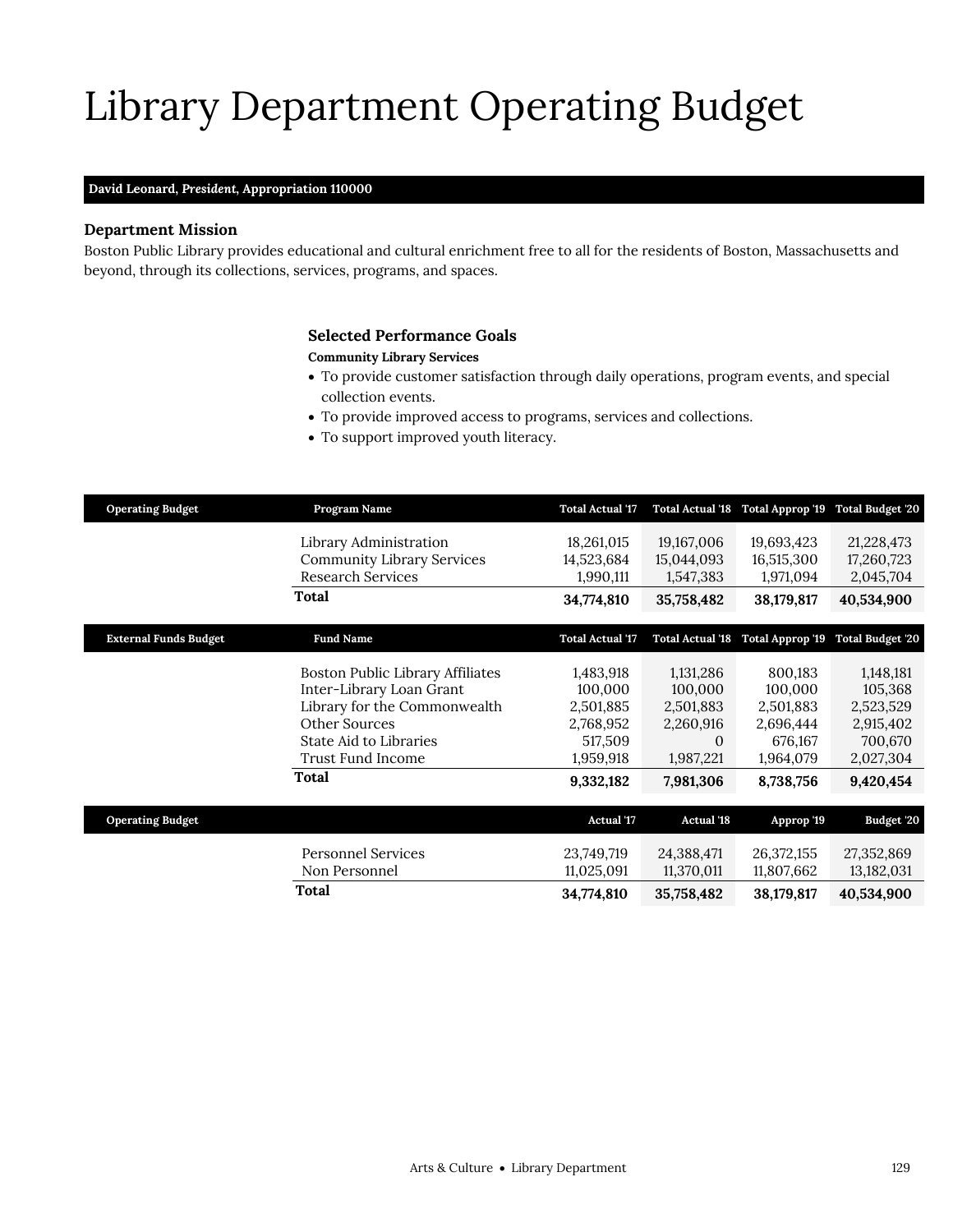# Library Department Operating Budget

**David Leonard, *President*, Appropriation 110000**

### Department Mission

Boston Public Library provides educational and cultural enrichment free to all for the residents of Boston, Massachusetts and beyond, through its collections, services, programs, and spaces.

### Selected Performance Goals

**Community Library Services**

- To provide customer satisfaction through daily operations, program events, and special collection events.
- To provide improved access to programs, services and collections.
- To support improved youth literacy.

| Operating Budget | Program Name | Total Actual '17 | Total Actual '18 | Total Approp '19 | Total Budget '20 |
|---|---|---|---|---|---|
| | Library Administration | 18,261,015 | 19,167,006 | 19,693,423 | 21,228,473 |
| | Community Library Services | 14,523,684 | 15,044,093 | 16,515,300 | 17,260,723 |
| | Research Services | 1,990,111 | 1,547,383 | 1,971,094 | 2,045,704 |
| | **Total** | **34,774,810** | **35,758,482** | **38,179,817** | **40,534,900** |

| External Funds Budget | Fund Name | Total Actual '17 | Total Actual '18 | Total Approp '19 | Total Budget '20 |
|---|---|---|---|---|---|
| | Boston Public Library Affiliates | 1,483,918 | 1,131,286 | 800,183 | 1,148,181 |
| | Inter-Library Loan Grant | 100,000 | 100,000 | 100,000 | 105,368 |
| | Library for the Commonwealth | 2,501,885 | 2,501,883 | 2,501,883 | 2,523,529 |
| | Other Sources | 2,768,952 | 2,260,916 | 2,696,444 | 2,915,402 |
| | State Aid to Libraries | 517,509 | 0 | 676,167 | 700,670 |
| | Trust Fund Income | 1,959,918 | 1,987,221 | 1,964,079 | 2,027,304 |
| | **Total** | **9,332,182** | **7,981,306** | **8,738,756** | **9,420,454** |

| Operating Budget | | Actual '17 | Actual '18 | Approp '19 | Budget '20 |
|---|---|---|---|---|---|
| | Personnel Services | 23,749,719 | 24,388,471 | 26,372,155 | 27,352,869 |
| | Non Personnel | 11,025,091 | 11,370,011 | 11,807,662 | 13,182,031 |
| | **Total** | **34,774,810** | **35,758,482** | **38,179,817** | **40,534,900** |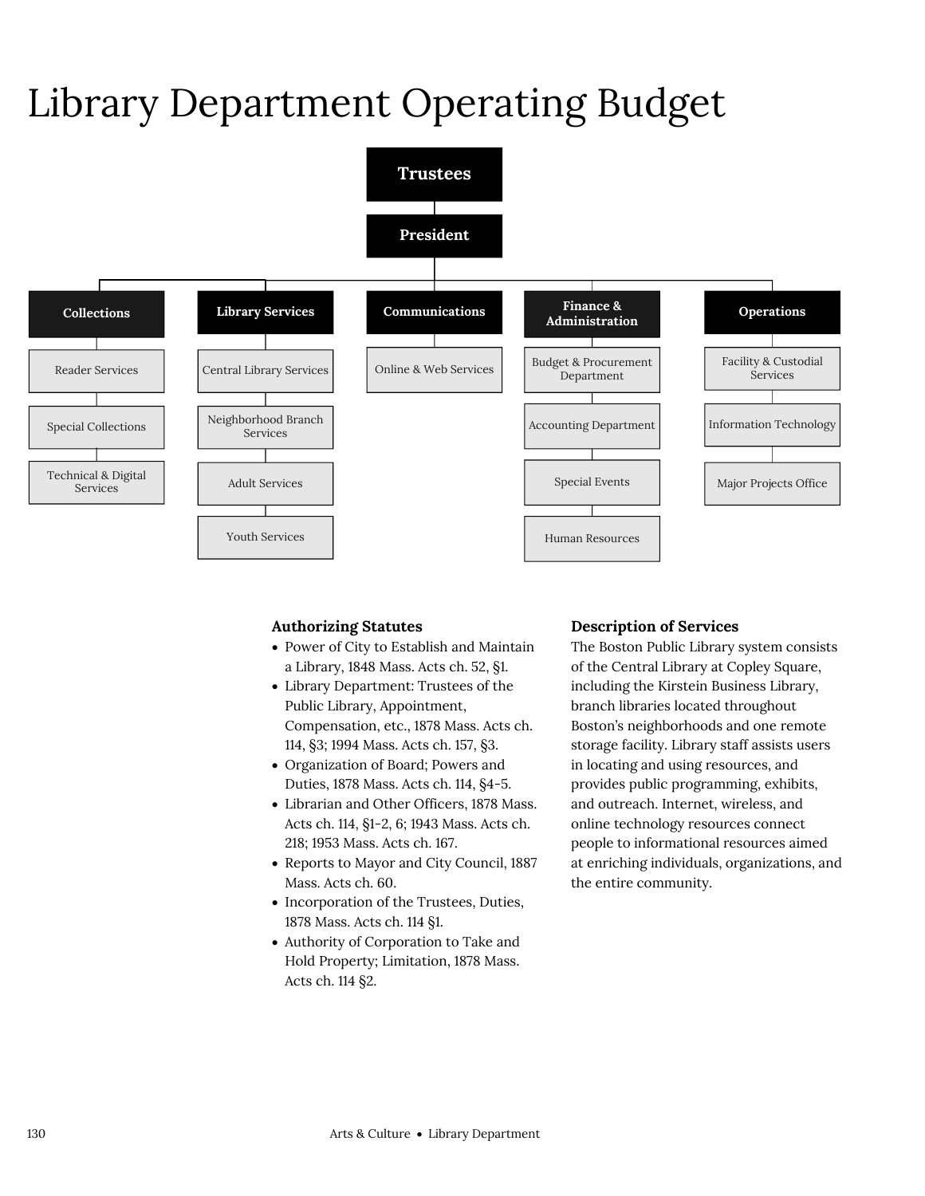# Library Department Operating Budget

- **Trustees**
  - **President**
    - **Collections**
      - Reader Services
      - Special Collections
      - Technical & Digital Services
    - **Library Services**
      - Central Library Services
      - Neighborhood Branch Services
      - Adult Services
      - Youth Services
    - **Communications**
      - Online & Web Services
    - **Finance & Administration**
      - Budget & Procurement Department
      - Accounting Department
      - Special Events
      - Human Resources
    - **Operations**
      - Facility & Custodial Services
      - Information Technology
      - Major Projects Office

### Authorizing Statutes

- Power of City to Establish and Maintain a Library, 1848 Mass. Acts ch. 52, §1.
- Library Department: Trustees of the Public Library, Appointment, Compensation, etc., 1878 Mass. Acts ch. 114, §3; 1994 Mass. Acts ch. 157, §3.
- Organization of Board; Powers and Duties, 1878 Mass. Acts ch. 114, §4-5.
- Librarian and Other Officers, 1878 Mass. Acts ch. 114, §1-2, 6; 1943 Mass. Acts ch. 218; 1953 Mass. Acts ch. 167.
- Reports to Mayor and City Council, 1887 Mass. Acts ch. 60.
- Incorporation of the Trustees, Duties, 1878 Mass. Acts ch. 114 §1.
- Authority of Corporation to Take and Hold Property; Limitation, 1878 Mass. Acts ch. 114 §2.

### Description of Services

The Boston Public Library system consists of the Central Library at Copley Square, including the Kirstein Business Library, branch libraries located throughout Boston's neighborhoods and one remote storage facility. Library staff assists users in locating and using resources, and provides public programming, exhibits, and outreach. Internet, wireless, and online technology resources connect people to informational resources aimed at enriching individuals, organizations, and the entire community.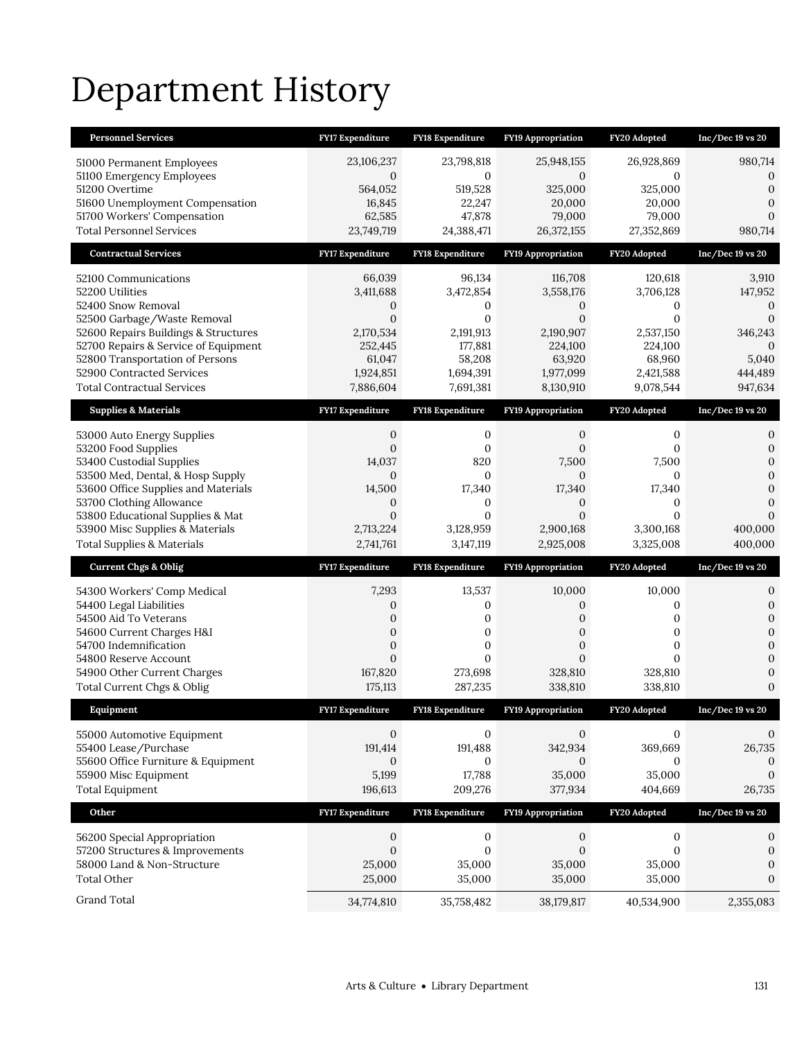# Department History

| Personnel Services | FY17 Expenditure | FY18 Expenditure | FY19 Appropriation | FY20 Adopted | Inc/Dec 19 vs 20 |
|---|---|---|---|---|---|
| 51000 Permanent Employees | 23,106,237 | 23,798,818 | 25,948,155 | 26,928,869 | 980,714 |
| 51100 Emergency Employees | 0 | 0 | 0 | 0 | 0 |
| 51200 Overtime | 564,052 | 519,528 | 325,000 | 325,000 | 0 |
| 51600 Unemployment Compensation | 16,845 | 22,247 | 20,000 | 20,000 | 0 |
| 51700 Workers' Compensation | 62,585 | 47,878 | 79,000 | 79,000 | 0 |
| Total Personnel Services | 23,749,719 | 24,388,471 | 26,372,155 | 27,352,869 | 980,714 |

| Contractual Services | FY17 Expenditure | FY18 Expenditure | FY19 Appropriation | FY20 Adopted | Inc/Dec 19 vs 20 |
|---|---|---|---|---|---|
| 52100 Communications | 66,039 | 96,134 | 116,708 | 120,618 | 3,910 |
| 52200 Utilities | 3,411,688 | 3,472,854 | 3,558,176 | 3,706,128 | 147,952 |
| 52400 Snow Removal | 0 | 0 | 0 | 0 | 0 |
| 52500 Garbage/Waste Removal | 0 | 0 | 0 | 0 | 0 |
| 52600 Repairs Buildings & Structures | 2,170,534 | 2,191,913 | 2,190,907 | 2,537,150 | 346,243 |
| 52700 Repairs & Service of Equipment | 252,445 | 177,881 | 224,100 | 224,100 | 0 |
| 52800 Transportation of Persons | 61,047 | 58,208 | 63,920 | 68,960 | 5,040 |
| 52900 Contracted Services | 1,924,851 | 1,694,391 | 1,977,099 | 2,421,588 | 444,489 |
| Total Contractual Services | 7,886,604 | 7,691,381 | 8,130,910 | 9,078,544 | 947,634 |

| Supplies & Materials | FY17 Expenditure | FY18 Expenditure | FY19 Appropriation | FY20 Adopted | Inc/Dec 19 vs 20 |
|---|---|---|---|---|---|
| 53000 Auto Energy Supplies | 0 | 0 | 0 | 0 | 0 |
| 53200 Food Supplies | 0 | 0 | 0 | 0 | 0 |
| 53400 Custodial Supplies | 14,037 | 820 | 7,500 | 7,500 | 0 |
| 53500 Med, Dental, & Hosp Supply | 0 | 0 | 0 | 0 | 0 |
| 53600 Office Supplies and Materials | 14,500 | 17,340 | 17,340 | 17,340 | 0 |
| 53700 Clothing Allowance | 0 | 0 | 0 | 0 | 0 |
| 53800 Educational Supplies & Mat | 0 | 0 | 0 | 0 | 0 |
| 53900 Misc Supplies & Materials | 2,713,224 | 3,128,959 | 2,900,168 | 3,300,168 | 400,000 |
| Total Supplies & Materials | 2,741,761 | 3,147,119 | 2,925,008 | 3,325,008 | 400,000 |

| Current Chgs & Oblig | FY17 Expenditure | FY18 Expenditure | FY19 Appropriation | FY20 Adopted | Inc/Dec 19 vs 20 |
|---|---|---|---|---|---|
| 54300 Workers' Comp Medical | 7,293 | 13,537 | 10,000 | 10,000 | 0 |
| 54400 Legal Liabilities | 0 | 0 | 0 | 0 | 0 |
| 54500 Aid To Veterans | 0 | 0 | 0 | 0 | 0 |
| 54600 Current Charges H&I | 0 | 0 | 0 | 0 | 0 |
| 54700 Indemnification | 0 | 0 | 0 | 0 | 0 |
| 54800 Reserve Account | 0 | 0 | 0 | 0 | 0 |
| 54900 Other Current Charges | 167,820 | 273,698 | 328,810 | 328,810 | 0 |
| Total Current Chgs & Oblig | 175,113 | 287,235 | 338,810 | 338,810 | 0 |

| Equipment | FY17 Expenditure | FY18 Expenditure | FY19 Appropriation | FY20 Adopted | Inc/Dec 19 vs 20 |
|---|---|---|---|---|---|
| 55000 Automotive Equipment | 0 | 0 | 0 | 0 | 0 |
| 55400 Lease/Purchase | 191,414 | 191,488 | 342,934 | 369,669 | 26,735 |
| 55600 Office Furniture & Equipment | 0 | 0 | 0 | 0 | 0 |
| 55900 Misc Equipment | 5,199 | 17,788 | 35,000 | 35,000 | 0 |
| Total Equipment | 196,613 | 209,276 | 377,934 | 404,669 | 26,735 |

| Other | FY17 Expenditure | FY18 Expenditure | FY19 Appropriation | FY20 Adopted | Inc/Dec 19 vs 20 |
|---|---|---|---|---|---|
| 56200 Special Appropriation | 0 | 0 | 0 | 0 | 0 |
| 57200 Structures & Improvements | 0 | 0 | 0 | 0 | 0 |
| 58000 Land & Non-Structure | 25,000 | 35,000 | 35,000 | 35,000 | 0 |
| Total Other | 25,000 | 35,000 | 35,000 | 35,000 | 0 |
| Grand Total | 34,774,810 | 35,758,482 | 38,179,817 | 40,534,900 | 2,355,083 |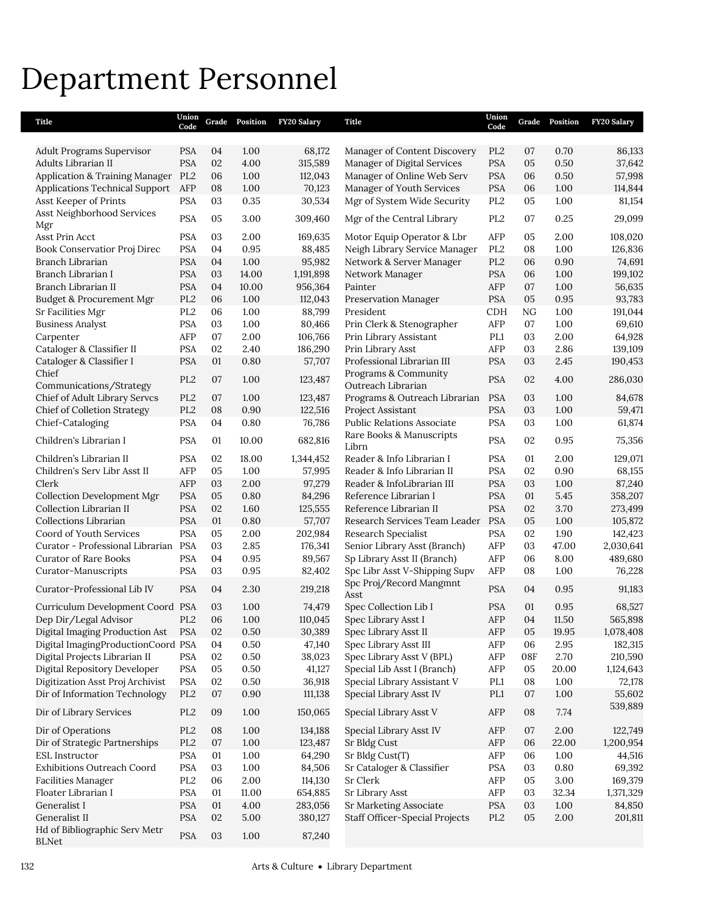# Department Personnel

| Title | Union Code | Grade | Position | FY20 Salary | Title | Union Code | Grade | Position | FY20 Salary |
|---|---|---|---|---|---|---|---|---|---|
| Adult Programs Supervisor | PSA | 04 | 1.00 | 68,172 | Manager of Content Discovery | PL2 | 07 | 0.70 | 86,133 |
| Adults Librarian II | PSA | 02 | 4.00 | 315,589 | Manager of Digital Services | PSA | 05 | 0.50 | 37,642 |
| Application & Training Manager | PL2 | 06 | 1.00 | 112,043 | Manager of Online Web Serv | PSA | 06 | 0.50 | 57,998 |
| Applications Technical Support | AFP | 08 | 1.00 | 70,123 | Manager of Youth Services | PSA | 06 | 1.00 | 114,844 |
| Asst Keeper of Prints | PSA | 03 | 0.35 | 30,534 | Mgr of System Wide Security | PL2 | 05 | 1.00 | 81,154 |
| Asst Neighborhood Services Mgr | PSA | 05 | 3.00 | 309,460 | Mgr of the Central Library | PL2 | 07 | 0.25 | 29,099 |
| Asst Prin Acct | PSA | 03 | 2.00 | 169,635 | Motor Equip Operator & Lbr | AFP | 05 | 2.00 | 108,020 |
| Book Conservatior Proj Direc | PSA | 04 | 0.95 | 88,485 | Neigh Library Service Manager | PL2 | 08 | 1.00 | 126,836 |
| Branch Librarian | PSA | 04 | 1.00 | 95,982 | Network & Server Manager | PL2 | 06 | 0.90 | 74,691 |
| Branch Librarian I | PSA | 03 | 14.00 | 1,191,898 | Network Manager | PSA | 06 | 1.00 | 199,102 |
| Branch Librarian II | PSA | 04 | 10.00 | 956,364 | Painter | AFP | 07 | 1.00 | 56,635 |
| Budget & Procurement Mgr | PL2 | 06 | 1.00 | 112,043 | Preservation Manager | PSA | 05 | 0.95 | 93,783 |
| Sr Facilities Mgr | PL2 | 06 | 1.00 | 88,799 | President | CDH | NG | 1.00 | 191,044 |
| Business Analyst | PSA | 03 | 1.00 | 80,466 | Prin Clerk & Stenographer | AFP | 07 | 1.00 | 69,610 |
| Carpenter | AFP | 07 | 2.00 | 106,766 | Prin Library Assistant | PL1 | 03 | 2.00 | 64,928 |
| Cataloger & Classifier II | PSA | 02 | 2.40 | 186,290 | Prin Library Asst | AFP | 03 | 2.86 | 139,109 |
| Cataloger & Classifier I | PSA | 01 | 0.80 | 57,707 | Professional Librarian III | PSA | 03 | 2.45 | 190,453 |
| Chief Communications/Strategy | PL2 | 07 | 1.00 | 123,487 | Programs & Community Outreach Librarian | PSA | 02 | 4.00 | 286,030 |
| Chief of Adult Library Servcs | PL2 | 07 | 1.00 | 123,487 | Programs & Outreach Librarian | PSA | 03 | 1.00 | 84,678 |
| Chief of Colletion Strategy | PL2 | 08 | 0.90 | 122,516 | Project Assistant | PSA | 03 | 1.00 | 59,471 |
| Chief-Cataloging | PSA | 04 | 0.80 | 76,786 | Public Relations Associate | PSA | 03 | 1.00 | 61,874 |
| Children's Librarian I | PSA | 01 | 10.00 | 682,816 | Rare Books & Manuscripts Librn | PSA | 02 | 0.95 | 75,356 |
| Children's Librarian II | PSA | 02 | 18.00 | 1,344,452 | Reader & Info Librarian I | PSA | 01 | 2.00 | 129,071 |
| Children's Serv Libr Asst II | AFP | 05 | 1.00 | 57,995 | Reader & Info Librarian II | PSA | 02 | 0.90 | 68,155 |
| Clerk | AFP | 03 | 2.00 | 97,279 | Reader & InfoLibrarian III | PSA | 03 | 1.00 | 87,240 |
| Collection Development Mgr | PSA | 05 | 0.80 | 84,296 | Reference Librarian I | PSA | 01 | 5.45 | 358,207 |
| Collection Librarian II | PSA | 02 | 1.60 | 125,555 | Reference Librarian II | PSA | 02 | 3.70 | 273,499 |
| Collections Librarian | PSA | 01 | 0.80 | 57,707 | Research Services Team Leader | PSA | 05 | 1.00 | 105,872 |
| Coord of Youth Services | PSA | 05 | 2.00 | 202,984 | Research Specialist | PSA | 02 | 1.90 | 142,423 |
| Curator - Professional Librarian | PSA | 03 | 2.85 | 176,341 | Senior Library Asst (Branch) | AFP | 03 | 47.00 | 2,030,641 |
| Curator of Rare Books | PSA | 04 | 0.95 | 89,567 | Sp Library Asst II (Branch) | AFP | 06 | 8.00 | 489,680 |
| Curator-Manuscripts | PSA | 03 | 0.95 | 82,402 | Spc Libr Asst V-Shipping Supv | AFP | 08 | 1.00 | 76,228 |
| Curator-Professional Lib IV | PSA | 04 | 2.30 | 219,218 | Spc Proj/Record Mangmnt Asst | PSA | 04 | 0.95 | 91,183 |
| Curriculum Development Coord | PSA | 03 | 1.00 | 74,479 | Spec Collection Lib I | PSA | 01 | 0.95 | 68,527 |
| Dep Dir/Legal Advisor | PL2 | 06 | 1.00 | 110,045 | Spec Library Asst I | AFP | 04 | 11.50 | 565,898 |
| Digital Imaging Production Ast | PSA | 02 | 0.50 | 30,389 | Spec Library Asst II | AFP | 05 | 19.95 | 1,078,408 |
| Digital ImagingProductionCoord | PSA | 04 | 0.50 | 47,140 | Spec Library Asst III | AFP | 06 | 2.95 | 182,315 |
| Digital Projects Librarian II | PSA | 02 | 0.50 | 38,023 | Spec Library Asst V (BPL) | AFP | 08F | 2.70 | 210,590 |
| Digital Repository Developer | PSA | 05 | 0.50 | 41,127 | Special Lib Asst I (Branch) | AFP | 05 | 20.00 | 1,124,643 |
| Digitization Asst Proj Archivist | PSA | 02 | 0.50 | 36,918 | Special Library Assistant V | PL1 | 08 | 1.00 | 72,178 |
| Dir of Information Technology | PL2 | 07 | 0.90 | 111,138 | Special Library Asst IV | PL1 | 07 | 1.00 | 55,602 |
| Dir of Library Services | PL2 | 09 | 1.00 | 150,065 | Special Library Asst V | AFP | 08 | 7.74 | 539,889 |
| Dir of Operations | PL2 | 08 | 1.00 | 134,188 | Special Library Asst IV | AFP | 07 | 2.00 | 122,749 |
| Dir of Strategic Partnerships | PL2 | 07 | 1.00 | 123,487 | Sr Bldg Cust | AFP | 06 | 22.00 | 1,200,954 |
| ESL Instructor | PSA | 01 | 1.00 | 64,290 | Sr Bldg Cust(T) | AFP | 06 | 1.00 | 44,516 |
| Exhibitions Outreach Coord | PSA | 03 | 1.00 | 84,506 | Sr Cataloger & Classifier | PSA | 03 | 0.80 | 69,392 |
| Facilities Manager | PL2 | 06 | 2.00 | 114,130 | Sr Clerk | AFP | 05 | 3.00 | 169,379 |
| Floater Librarian I | PSA | 01 | 11.00 | 654,885 | Sr Library Asst | AFP | 03 | 32.34 | 1,371,329 |
| Generalist I | PSA | 01 | 4.00 | 283,056 | Sr Marketing Associate | PSA | 03 | 1.00 | 84,850 |
| Generalist II | PSA | 02 | 5.00 | 380,127 | Staff Officer-Special Projects | PL2 | 05 | 2.00 | 201,811 |
| Hd of Bibliographic Serv Metr BLNet | PSA | 03 | 1.00 | 87,240 | | | | | |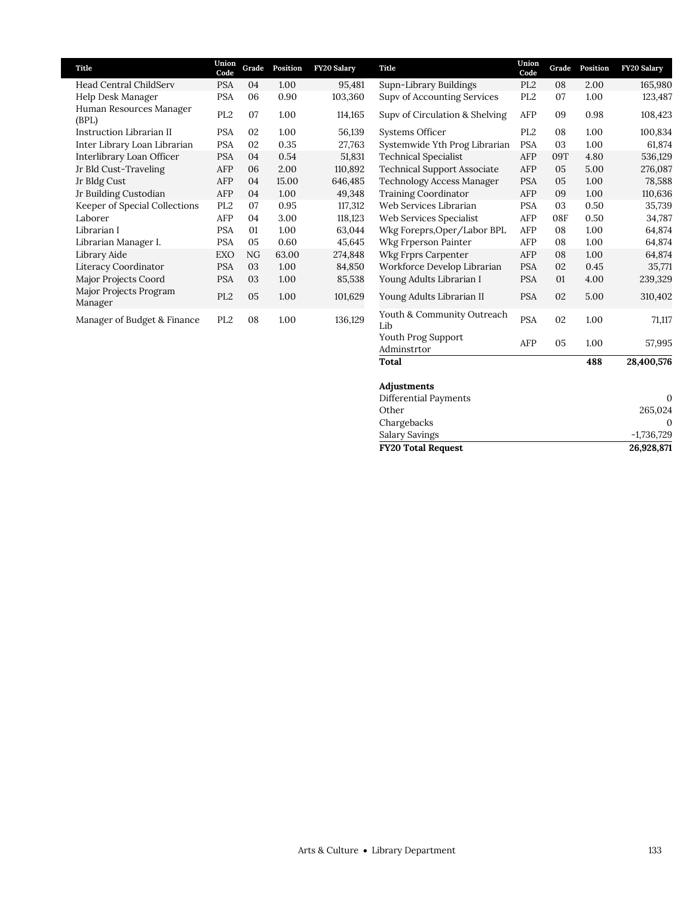| Title | Union Code | Grade | Position | FY20 Salary |
|---|---|---|---|---|
| Head Central ChildServ | PSA | 04 | 1.00 | 95,481 |
| Help Desk Manager | PSA | 06 | 0.90 | 103,360 |
| Human Resources Manager (BPL) | PL2 | 07 | 1.00 | 114,165 |
| Instruction Librarian II | PSA | 02 | 1.00 | 56,139 |
| Inter Library Loan Librarian | PSA | 02 | 0.35 | 27,763 |
| Interlibrary Loan Officer | PSA | 04 | 0.54 | 51,831 |
| Jr Bld Cust-Traveling | AFP | 06 | 2.00 | 110,892 |
| Jr Bldg Cust | AFP | 04 | 15.00 | 646,485 |
| Jr Building Custodian | AFP | 04 | 1.00 | 49,348 |
| Keeper of Special Collections | PL2 | 07 | 0.95 | 117,312 |
| Laborer | AFP | 04 | 3.00 | 118,123 |
| Librarian I | PSA | 01 | 1.00 | 63,044 |
| Librarian Manager I. | PSA | 05 | 0.60 | 45,645 |
| Library Aide | EXO | NG | 63.00 | 274,848 |
| Literacy Coordinator | PSA | 03 | 1.00 | 84,850 |
| Major Projects Coord | PSA | 03 | 1.00 | 85,538 |
| Major Projects Program Manager | PL2 | 05 | 1.00 | 101,629 |
| Manager of Budget & Finance | PL2 | 08 | 1.00 | 136,129 |
| Supn-Library Buildings | PL2 | 08 | 2.00 | 165,980 |
| Supv of Accounting Services | PL2 | 07 | 1.00 | 123,487 |
| Supv of Circulation & Shelving | AFP | 09 | 0.98 | 108,423 |
| Systems Officer | PL2 | 08 | 1.00 | 100,834 |
| Systemwide Yth Prog Librarian | PSA | 03 | 1.00 | 61,874 |
| Technical Specialist | AFP | 09T | 4.80 | 536,129 |
| Technical Support Associate | AFP | 05 | 5.00 | 276,087 |
| Technology Access Manager | PSA | 05 | 1.00 | 78,588 |
| Training Coordinator | AFP | 09 | 1.00 | 110,636 |
| Web Services Librarian | PSA | 03 | 0.50 | 35,739 |
| Web Services Specialist | AFP | 08F | 0.50 | 34,787 |
| Wkg Foreprs,Oper/Labor BPL | AFP | 08 | 1.00 | 64,874 |
| Wkg Frperson Painter | AFP | 08 | 1.00 | 64,874 |
| Wkg Frprs Carpenter | AFP | 08 | 1.00 | 64,874 |
| Workforce Develop Librarian | PSA | 02 | 0.45 | 35,771 |
| Young Adults Librarian I | PSA | 01 | 4.00 | 239,329 |
| Young Adults Librarian II | PSA | 02 | 5.00 | 310,402 |
| Youth & Community Outreach Lib | PSA | 02 | 1.00 | 71,117 |
| Youth Prog Support Adminstrtor | AFP | 05 | 1.00 | 57,995 |
| **Total** | | | **488** | **28,400,576** |

| **Adjustments** | |
|---|---|
| Differential Payments | 0 |
| Other | 265,024 |
| Chargebacks | 0 |
| Salary Savings | -1,736,729 |
| **FY20 Total Request** | **26,928,871** |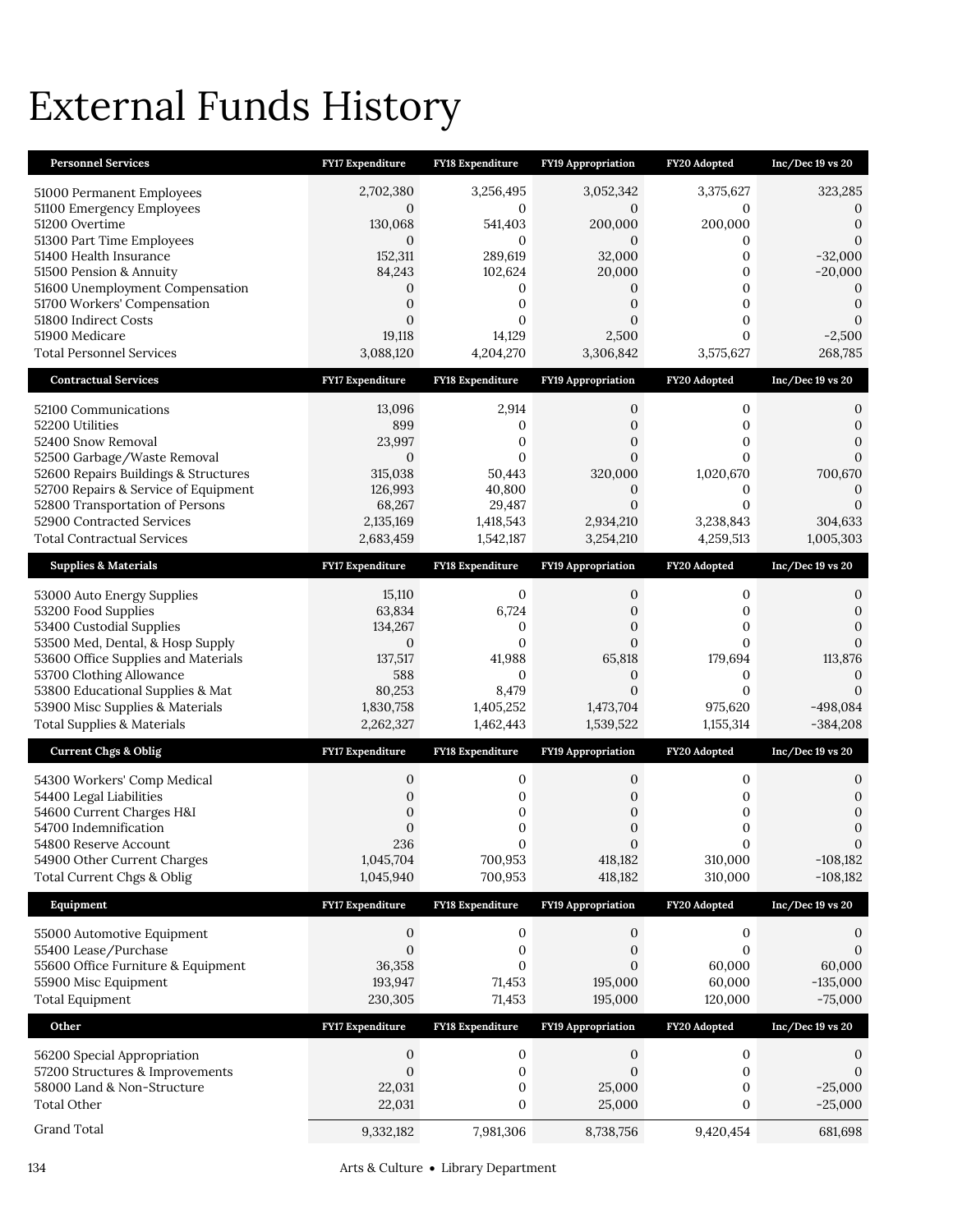# External Funds History

| Personnel Services | FY17 Expenditure | FY18 Expenditure | FY19 Appropriation | FY20 Adopted | Inc/Dec 19 vs 20 |
|---|---|---|---|---|---|
| 51000 Permanent Employees | 2,702,380 | 3,256,495 | 3,052,342 | 3,375,627 | 323,285 |
| 51100 Emergency Employees | 0 | 0 | 0 | 0 | 0 |
| 51200 Overtime | 130,068 | 541,403 | 200,000 | 200,000 | 0 |
| 51300 Part Time Employees | 0 | 0 | 0 | 0 | 0 |
| 51400 Health Insurance | 152,311 | 289,619 | 32,000 | 0 | -32,000 |
| 51500 Pension & Annuity | 84,243 | 102,624 | 20,000 | 0 | -20,000 |
| 51600 Unemployment Compensation | 0 | 0 | 0 | 0 | 0 |
| 51700 Workers' Compensation | 0 | 0 | 0 | 0 | 0 |
| 51800 Indirect Costs | 0 | 0 | 0 | 0 | 0 |
| 51900 Medicare | 19,118 | 14,129 | 2,500 | 0 | -2,500 |
| Total Personnel Services | 3,088,120 | 4,204,270 | 3,306,842 | 3,575,627 | 268,785 |

| Contractual Services | FY17 Expenditure | FY18 Expenditure | FY19 Appropriation | FY20 Adopted | Inc/Dec 19 vs 20 |
|---|---|---|---|---|---|
| 52100 Communications | 13,096 | 2,914 | 0 | 0 | 0 |
| 52200 Utilities | 899 | 0 | 0 | 0 | 0 |
| 52400 Snow Removal | 23,997 | 0 | 0 | 0 | 0 |
| 52500 Garbage/Waste Removal | 0 | 0 | 0 | 0 | 0 |
| 52600 Repairs Buildings & Structures | 315,038 | 50,443 | 320,000 | 1,020,670 | 700,670 |
| 52700 Repairs & Service of Equipment | 126,993 | 40,800 | 0 | 0 | 0 |
| 52800 Transportation of Persons | 68,267 | 29,487 | 0 | 0 | 0 |
| 52900 Contracted Services | 2,135,169 | 1,418,543 | 2,934,210 | 3,238,843 | 304,633 |
| Total Contractual Services | 2,683,459 | 1,542,187 | 3,254,210 | 4,259,513 | 1,005,303 |

| Supplies & Materials | FY17 Expenditure | FY18 Expenditure | FY19 Appropriation | FY20 Adopted | Inc/Dec 19 vs 20 |
|---|---|---|---|---|---|
| 53000 Auto Energy Supplies | 15,110 | 0 | 0 | 0 | 0 |
| 53200 Food Supplies | 63,834 | 6,724 | 0 | 0 | 0 |
| 53400 Custodial Supplies | 134,267 | 0 | 0 | 0 | 0 |
| 53500 Med, Dental, & Hosp Supply | 0 | 0 | 0 | 0 | 0 |
| 53600 Office Supplies and Materials | 137,517 | 41,988 | 65,818 | 179,694 | 113,876 |
| 53700 Clothing Allowance | 588 | 0 | 0 | 0 | 0 |
| 53800 Educational Supplies & Mat | 80,253 | 8,479 | 0 | 0 | 0 |
| 53900 Misc Supplies & Materials | 1,830,758 | 1,405,252 | 1,473,704 | 975,620 | -498,084 |
| Total Supplies & Materials | 2,262,327 | 1,462,443 | 1,539,522 | 1,155,314 | -384,208 |

| Current Chgs & Oblig | FY17 Expenditure | FY18 Expenditure | FY19 Appropriation | FY20 Adopted | Inc/Dec 19 vs 20 |
|---|---|---|---|---|---|
| 54300 Workers' Comp Medical | 0 | 0 | 0 | 0 | 0 |
| 54400 Legal Liabilities | 0 | 0 | 0 | 0 | 0 |
| 54600 Current Charges H&I | 0 | 0 | 0 | 0 | 0 |
| 54700 Indemnification | 0 | 0 | 0 | 0 | 0 |
| 54800 Reserve Account | 236 | 0 | 0 | 0 | 0 |
| 54900 Other Current Charges | 1,045,704 | 700,953 | 418,182 | 310,000 | -108,182 |
| Total Current Chgs & Oblig | 1,045,940 | 700,953 | 418,182 | 310,000 | -108,182 |

| Equipment | FY17 Expenditure | FY18 Expenditure | FY19 Appropriation | FY20 Adopted | Inc/Dec 19 vs 20 |
|---|---|---|---|---|---|
| 55000 Automotive Equipment | 0 | 0 | 0 | 0 | 0 |
| 55400 Lease/Purchase | 0 | 0 | 0 | 0 | 0 |
| 55600 Office Furniture & Equipment | 36,358 | 0 | 0 | 60,000 | 60,000 |
| 55900 Misc Equipment | 193,947 | 71,453 | 195,000 | 60,000 | -135,000 |
| Total Equipment | 230,305 | 71,453 | 195,000 | 120,000 | -75,000 |

| Other | FY17 Expenditure | FY18 Expenditure | FY19 Appropriation | FY20 Adopted | Inc/Dec 19 vs 20 |
|---|---|---|---|---|---|
| 56200 Special Appropriation | 0 | 0 | 0 | 0 | 0 |
| 57200 Structures & Improvements | 0 | 0 | 0 | 0 | 0 |
| 58000 Land & Non-Structure | 22,031 | 0 | 25,000 | 0 | -25,000 |
| Total Other | 22,031 | 0 | 25,000 | 0 | -25,000 |
| Grand Total | 9,332,182 | 7,981,306 | 8,738,756 | 9,420,454 | 681,698 |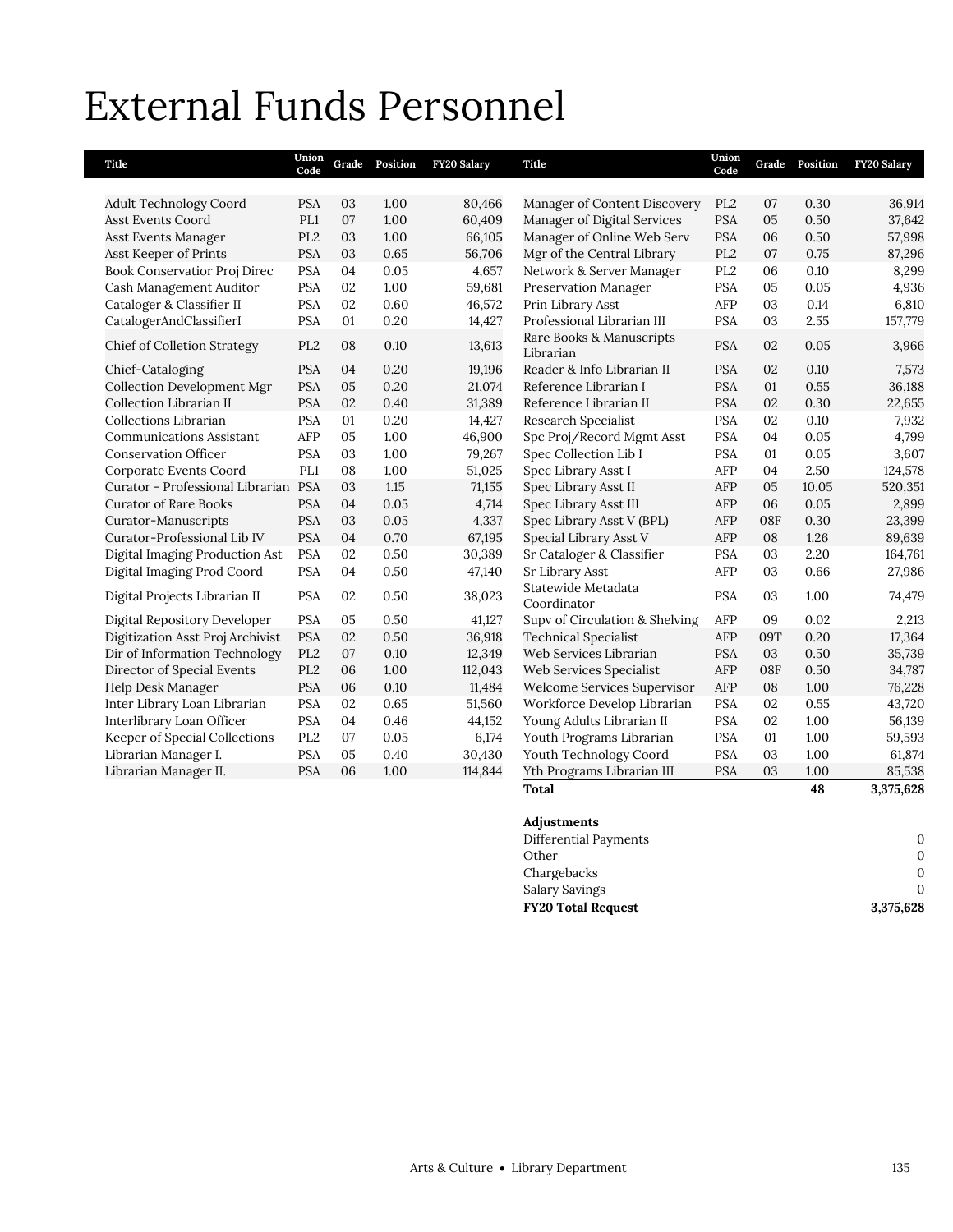# External Funds Personnel

| Title | Union Code | Grade | Position | FY20 Salary |
|---|---|---|---|---|
| Adult Technology Coord | PSA | 03 | 1.00 | 80,466 |
| Asst Events Coord | PL1 | 07 | 1.00 | 60,409 |
| Asst Events Manager | PL2 | 03 | 1.00 | 66,105 |
| Asst Keeper of Prints | PSA | 03 | 0.65 | 56,706 |
| Book Conservatior Proj Direc | PSA | 04 | 0.05 | 4,657 |
| Cash Management Auditor | PSA | 02 | 1.00 | 59,681 |
| Cataloger & Classifier II | PSA | 02 | 0.60 | 46,572 |
| CatalogerAndClassifierI | PSA | 01 | 0.20 | 14,427 |
| Chief of Colletion Strategy | PL2 | 08 | 0.10 | 13,613 |
| Chief-Cataloging | PSA | 04 | 0.20 | 19,196 |
| Collection Development Mgr | PSA | 05 | 0.20 | 21,074 |
| Collection Librarian II | PSA | 02 | 0.40 | 31,389 |
| Collections Librarian | PSA | 01 | 0.20 | 14,427 |
| Communications Assistant | AFP | 05 | 1.00 | 46,900 |
| Conservation Officer | PSA | 03 | 1.00 | 79,267 |
| Corporate Events Coord | PL1 | 08 | 1.00 | 51,025 |
| Curator - Professional Librarian | PSA | 03 | 1.15 | 71,155 |
| Curator of Rare Books | PSA | 04 | 0.05 | 4,714 |
| Curator-Manuscripts | PSA | 03 | 0.05 | 4,337 |
| Curator-Professional Lib IV | PSA | 04 | 0.70 | 67,195 |
| Digital Imaging Production Ast | PSA | 02 | 0.50 | 30,389 |
| Digital Imaging Prod Coord | PSA | 04 | 0.50 | 47,140 |
| Digital Projects Librarian II | PSA | 02 | 0.50 | 38,023 |
| Digital Repository Developer | PSA | 05 | 0.50 | 41,127 |
| Digitization Asst Proj Archivist | PSA | 02 | 0.50 | 36,918 |
| Dir of Information Technology | PL2 | 07 | 0.10 | 12,349 |
| Director of Special Events | PL2 | 06 | 1.00 | 112,043 |
| Help Desk Manager | PSA | 06 | 0.10 | 11,484 |
| Inter Library Loan Librarian | PSA | 02 | 0.65 | 51,560 |
| Interlibrary Loan Officer | PSA | 04 | 0.46 | 44,152 |
| Keeper of Special Collections | PL2 | 07 | 0.05 | 6,174 |
| Librarian Manager I. | PSA | 05 | 0.40 | 30,430 |
| Librarian Manager II. | PSA | 06 | 1.00 | 114,844 |
| Manager of Content Discovery | PL2 | 07 | 0.30 | 36,914 |
| Manager of Digital Services | PSA | 05 | 0.50 | 37,642 |
| Manager of Online Web Serv | PSA | 06 | 0.50 | 57,998 |
| Mgr of the Central Library | PL2 | 07 | 0.75 | 87,296 |
| Network & Server Manager | PL2 | 06 | 0.10 | 8,299 |
| Preservation Manager | PSA | 05 | 0.05 | 4,936 |
| Prin Library Asst | AFP | 03 | 0.14 | 6,810 |
| Professional Librarian III | PSA | 03 | 2.55 | 157,779 |
| Rare Books & Manuscripts Librarian | PSA | 02 | 0.05 | 3,966 |
| Reader & Info Librarian II | PSA | 02 | 0.10 | 7,573 |
| Reference Librarian I | PSA | 01 | 0.55 | 36,188 |
| Reference Librarian II | PSA | 02 | 0.30 | 22,655 |
| Research Specialist | PSA | 02 | 0.10 | 7,932 |
| Spc Proj/Record Mgmt Asst | PSA | 04 | 0.05 | 4,799 |
| Spec Collection Lib I | PSA | 01 | 0.05 | 3,607 |
| Spec Library Asst I | AFP | 04 | 2.50 | 124,578 |
| Spec Library Asst II | AFP | 05 | 10.05 | 520,351 |
| Spec Library Asst III | AFP | 06 | 0.05 | 2,899 |
| Spec Library Asst V (BPL) | AFP | 08F | 0.30 | 23,399 |
| Special Library Asst V | AFP | 08 | 1.26 | 89,639 |
| Sr Cataloger & Classifier | PSA | 03 | 2.20 | 164,761 |
| Sr Library Asst | AFP | 03 | 0.66 | 27,986 |
| Statewide Metadata Coordinator | PSA | 03 | 1.00 | 74,479 |
| Supv of Circulation & Shelving | AFP | 09 | 0.02 | 2,213 |
| Technical Specialist | AFP | 09T | 0.20 | 17,364 |
| Web Services Librarian | PSA | 03 | 0.50 | 35,739 |
| Web Services Specialist | AFP | 08F | 0.50 | 34,787 |
| Welcome Services Supervisor | AFP | 08 | 1.00 | 76,228 |
| Workforce Develop Librarian | PSA | 02 | 0.55 | 43,720 |
| Young Adults Librarian II | PSA | 02 | 1.00 | 56,139 |
| Youth Programs Librarian | PSA | 01 | 1.00 | 59,593 |
| Youth Technology Coord | PSA | 03 | 1.00 | 61,874 |
| Yth Programs Librarian III | PSA | 03 | 1.00 | 85,538 |
| **Total** | | | **48** | **3,375,628** |

| **Adjustments** | |
|---|---|
| Differential Payments | 0 |
| Other | 0 |
| Chargebacks | 0 |
| Salary Savings | 0 |
| **FY20 Total Request** | **3,375,628** |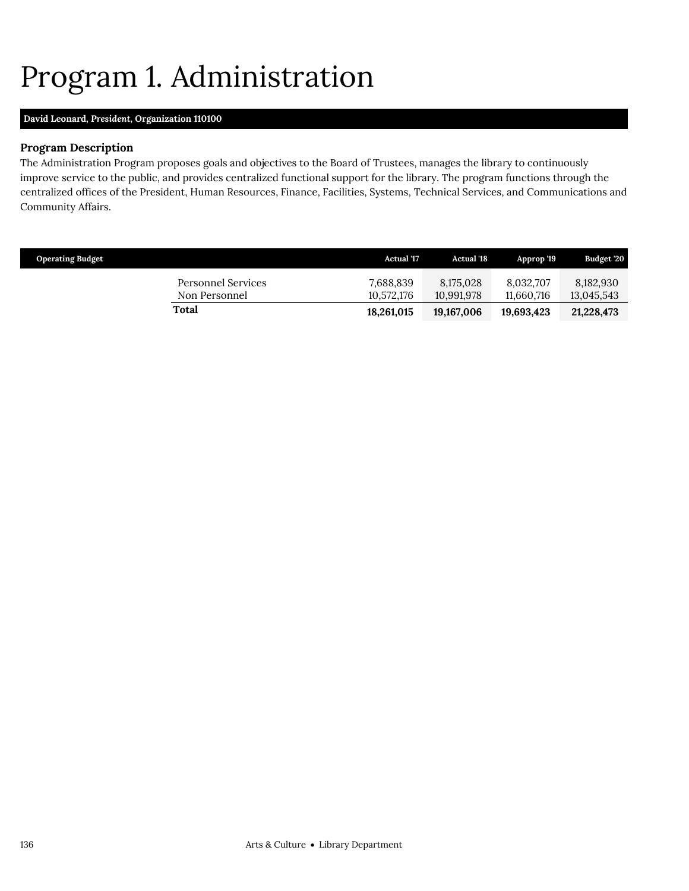# Program 1. Administration

**David Leonard, *President*, Organization 110100**

### Program Description

The Administration Program proposes goals and objectives to the Board of Trustees, manages the library to continuously improve service to the public, and provides centralized functional support for the library. The program functions through the centralized offices of the President, Human Resources, Finance, Facilities, Systems, Technical Services, and Communications and Community Affairs.

| Operating Budget | Actual '17 | Actual '18 | Approp '19 | Budget '20 |
|---|---|---|---|---|
| Personnel Services | 7,688,839 | 8,175,028 | 8,032,707 | 8,182,930 |
| Non Personnel | 10,572,176 | 10,991,978 | 11,660,716 | 13,045,543 |
| **Total** | **18,261,015** | **19,167,006** | **19,693,423** | **21,228,473** |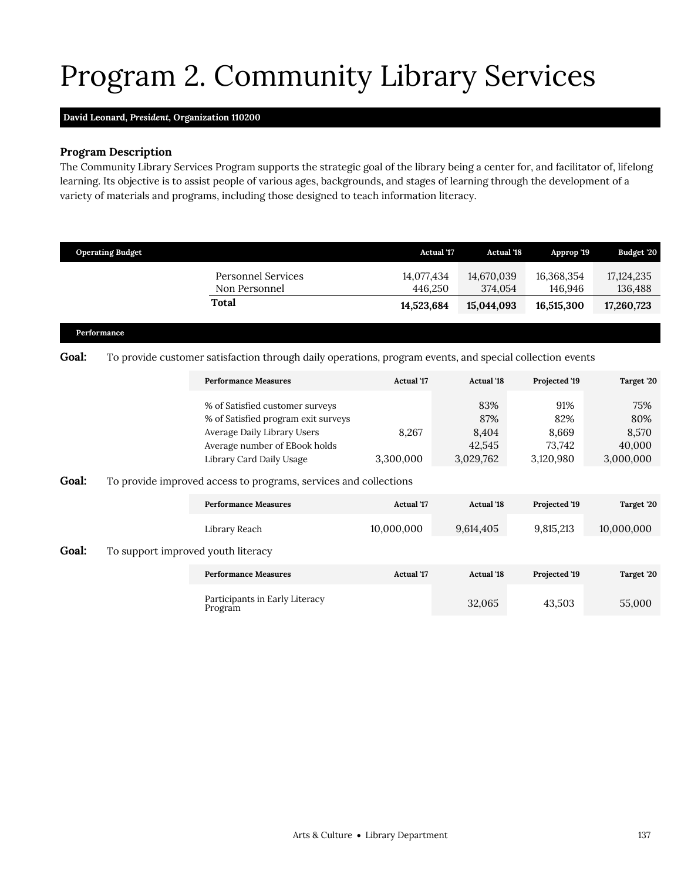# Program 2. Community Library Services

**David Leonard, *President*, Organization 110200**

### Program Description

The Community Library Services Program supports the strategic goal of the library being a center for, and facilitator of, lifelong learning. Its objective is to assist people of various ages, backgrounds, and stages of learning through the development of a variety of materials and programs, including those designed to teach information literacy.

| Operating Budget | Actual '17 | Actual '18 | Approp '19 | Budget '20 |
|---|---|---|---|---|
| Personnel Services | 14,077,434 | 14,670,039 | 16,368,354 | 17,124,235 |
| Non Personnel | 446,250 | 374,054 | 146,946 | 136,488 |
| **Total** | **14,523,684** | **15,044,093** | **16,515,300** | **17,260,723** |

### Performance

**Goal:** To provide customer satisfaction through daily operations, program events, and special collection events

| Performance Measures | Actual '17 | Actual '18 | Projected '19 | Target '20 |
|---|---|---|---|---|
| % of Satisfied customer surveys | | 83% | 91% | 75% |
| % of Satisfied program exit surveys | | 87% | 82% | 80% |
| Average Daily Library Users | 8,267 | 8,404 | 8,669 | 8,570 |
| Average number of EBook holds | | 42,545 | 73,742 | 40,000 |
| Library Card Daily Usage | 3,300,000 | 3,029,762 | 3,120,980 | 3,000,000 |

**Goal:** To provide improved access to programs, services and collections

| Performance Measures | Actual '17 | Actual '18 | Projected '19 | Target '20 |
|---|---|---|---|---|
| Library Reach | 10,000,000 | 9,614,405 | 9,815,213 | 10,000,000 |

**Goal:** To support improved youth literacy

| Performance Measures | Actual '17 | Actual '18 | Projected '19 | Target '20 |
|---|---|---|---|---|
| Participants in Early Literacy Program | | 32,065 | 43,503 | 55,000 |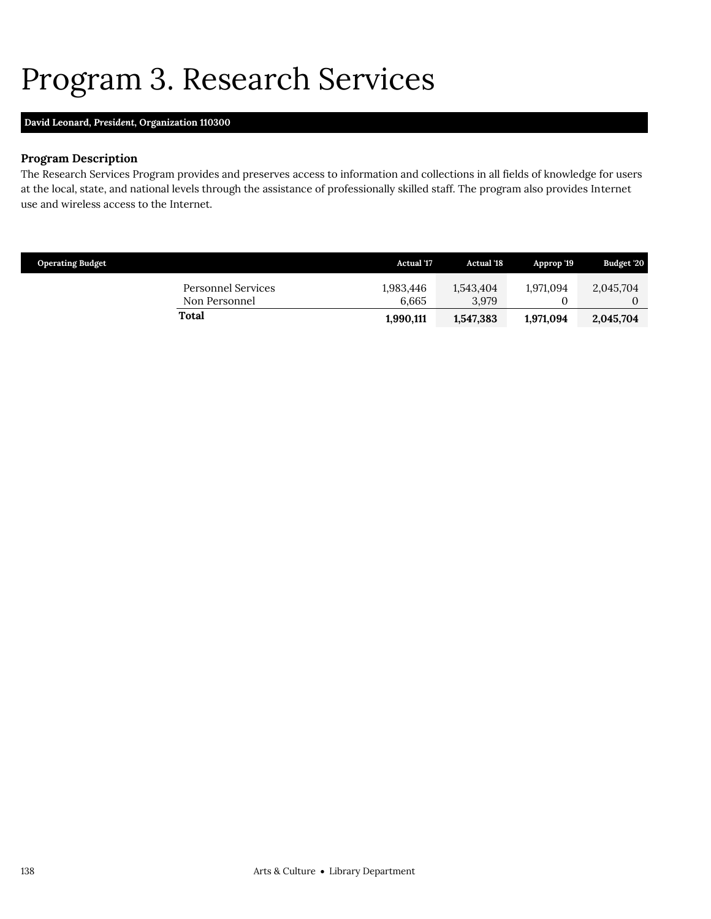# Program 3. Research Services

**David Leonard, *President*, Organization 110300**

### Program Description

The Research Services Program provides and preserves access to information and collections in all fields of knowledge for users at the local, state, and national levels through the assistance of professionally skilled staff. The program also provides Internet use and wireless access to the Internet.

| Operating Budget | | Actual '17 | Actual '18 | Approp '19 | Budget '20 |
|---|---|---|---|---|---|
| | Personnel Services | 1,983,446 | 1,543,404 | 1,971,094 | 2,045,704 |
| | Non Personnel | 6,665 | 3,979 | 0 | 0 |
| | **Total** | **1,990,111** | **1,547,383** | **1,971,094** | **2,045,704** |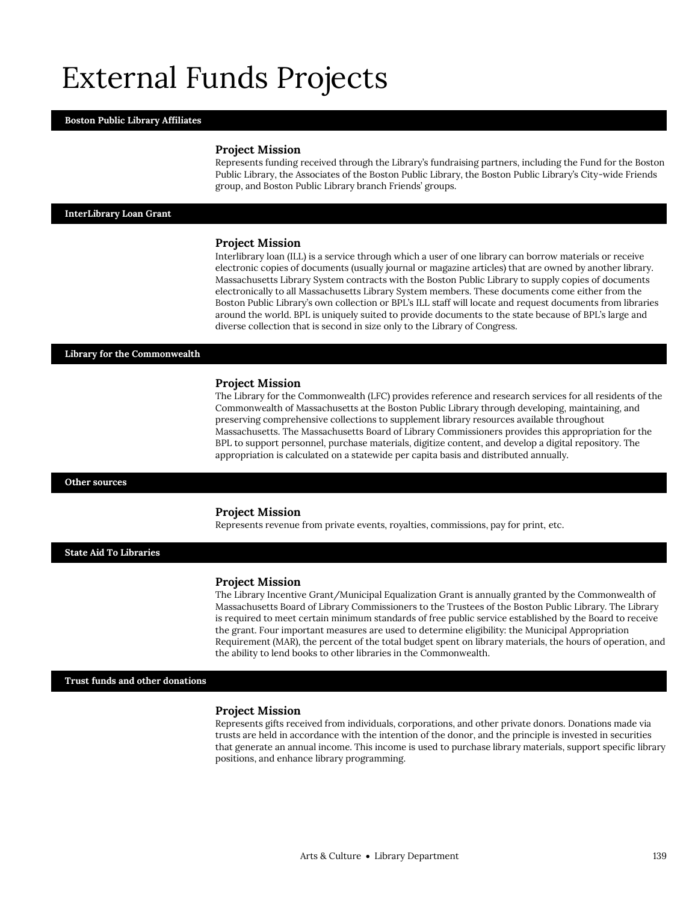# External Funds Projects

## Boston Public Library Affiliates

### Project Mission

Represents funding received through the Library's fundraising partners, including the Fund for the Boston Public Library, the Associates of the Boston Public Library, the Boston Public Library's City-wide Friends group, and Boston Public Library branch Friends' groups.

## InterLibrary Loan Grant

### Project Mission

Interlibrary loan (ILL) is a service through which a user of one library can borrow materials or receive electronic copies of documents (usually journal or magazine articles) that are owned by another library. Massachusetts Library System contracts with the Boston Public Library to supply copies of documents electronically to all Massachusetts Library System members. These documents come either from the Boston Public Library's own collection or BPL's ILL staff will locate and request documents from libraries around the world. BPL is uniquely suited to provide documents to the state because of BPL's large and diverse collection that is second in size only to the Library of Congress.

## Library for the Commonwealth

### Project Mission

The Library for the Commonwealth (LFC) provides reference and research services for all residents of the Commonwealth of Massachusetts at the Boston Public Library through developing, maintaining, and preserving comprehensive collections to supplement library resources available throughout Massachusetts. The Massachusetts Board of Library Commissioners provides this appropriation for the BPL to support personnel, purchase materials, digitize content, and develop a digital repository. The appropriation is calculated on a statewide per capita basis and distributed annually.

## Other sources

### Project Mission

Represents revenue from private events, royalties, commissions, pay for print, etc.

## State Aid To Libraries

### Project Mission

The Library Incentive Grant/Municipal Equalization Grant is annually granted by the Commonwealth of Massachusetts Board of Library Commissioners to the Trustees of the Boston Public Library. The Library is required to meet certain minimum standards of free public service established by the Board to receive the grant. Four important measures are used to determine eligibility: the Municipal Appropriation Requirement (MAR), the percent of the total budget spent on library materials, the hours of operation, and the ability to lend books to other libraries in the Commonwealth.

## Trust funds and other donations

### Project Mission

Represents gifts received from individuals, corporations, and other private donors. Donations made via trusts are held in accordance with the intention of the donor, and the principle is invested in securities that generate an annual income. This income is used to purchase library materials, support specific library positions, and enhance library programming.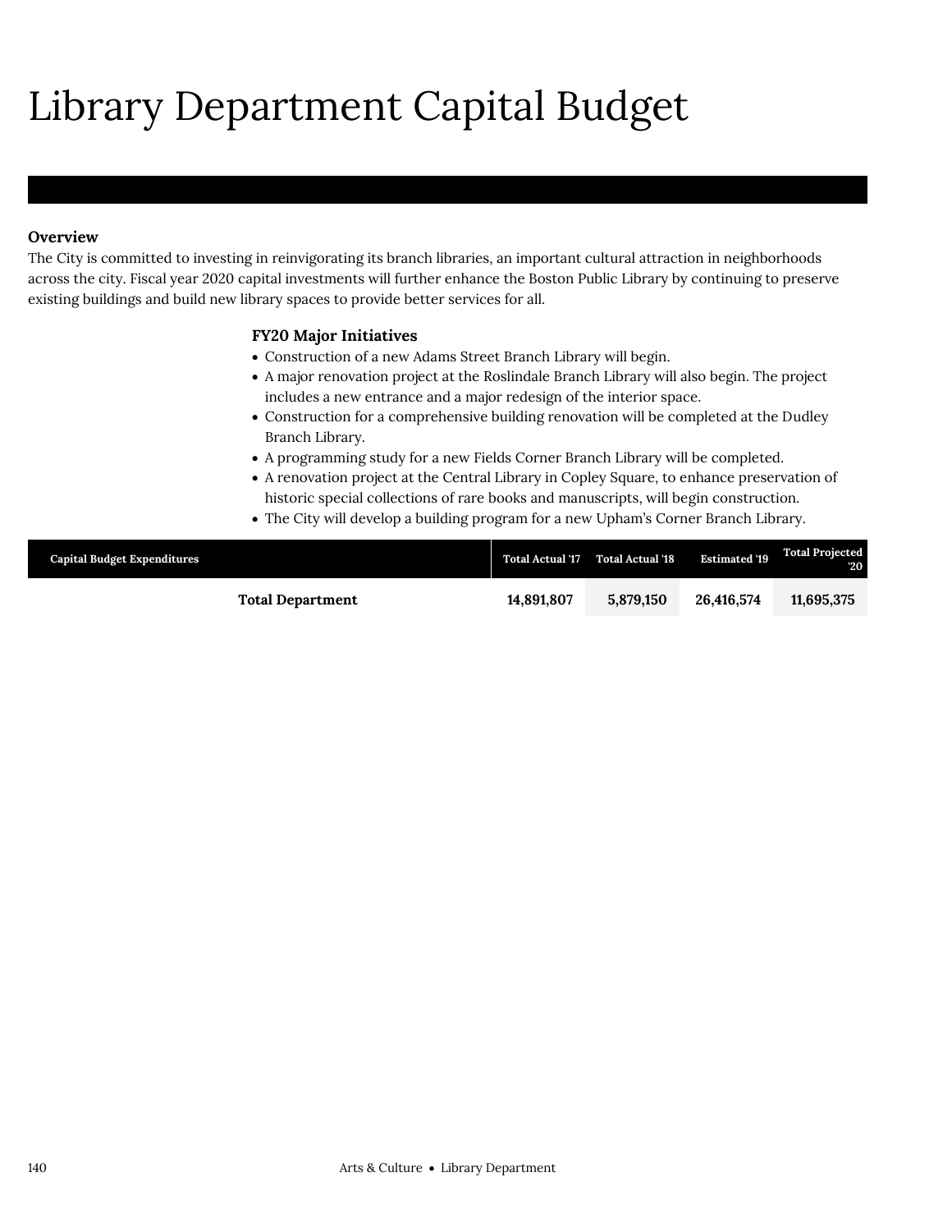# Library Department Capital Budget

**Overview**

The City is committed to investing in reinvigorating its branch libraries, an important cultural attraction in neighborhoods across the city. Fiscal year 2020 capital investments will further enhance the Boston Public Library by continuing to preserve existing buildings and build new library spaces to provide better services for all.

**FY20 Major Initiatives**

- Construction of a new Adams Street Branch Library will begin.
- A major renovation project at the Roslindale Branch Library will also begin. The project includes a new entrance and a major redesign of the interior space.
- Construction for a comprehensive building renovation will be completed at the Dudley Branch Library.
- A programming study for a new Fields Corner Branch Library will be completed.
- A renovation project at the Central Library in Copley Square, to enhance preservation of historic special collections of rare books and manuscripts, will begin construction.
- The City will develop a building program for a new Upham's Corner Branch Library.

| Capital Budget Expenditures | Total Actual '17 | Total Actual '18 | Estimated '19 | Total Projected '20 |
|---|---|---|---|---|
| **Total Department** | **14,891,807** | **5,879,150** | **26,416,574** | **11,695,375** |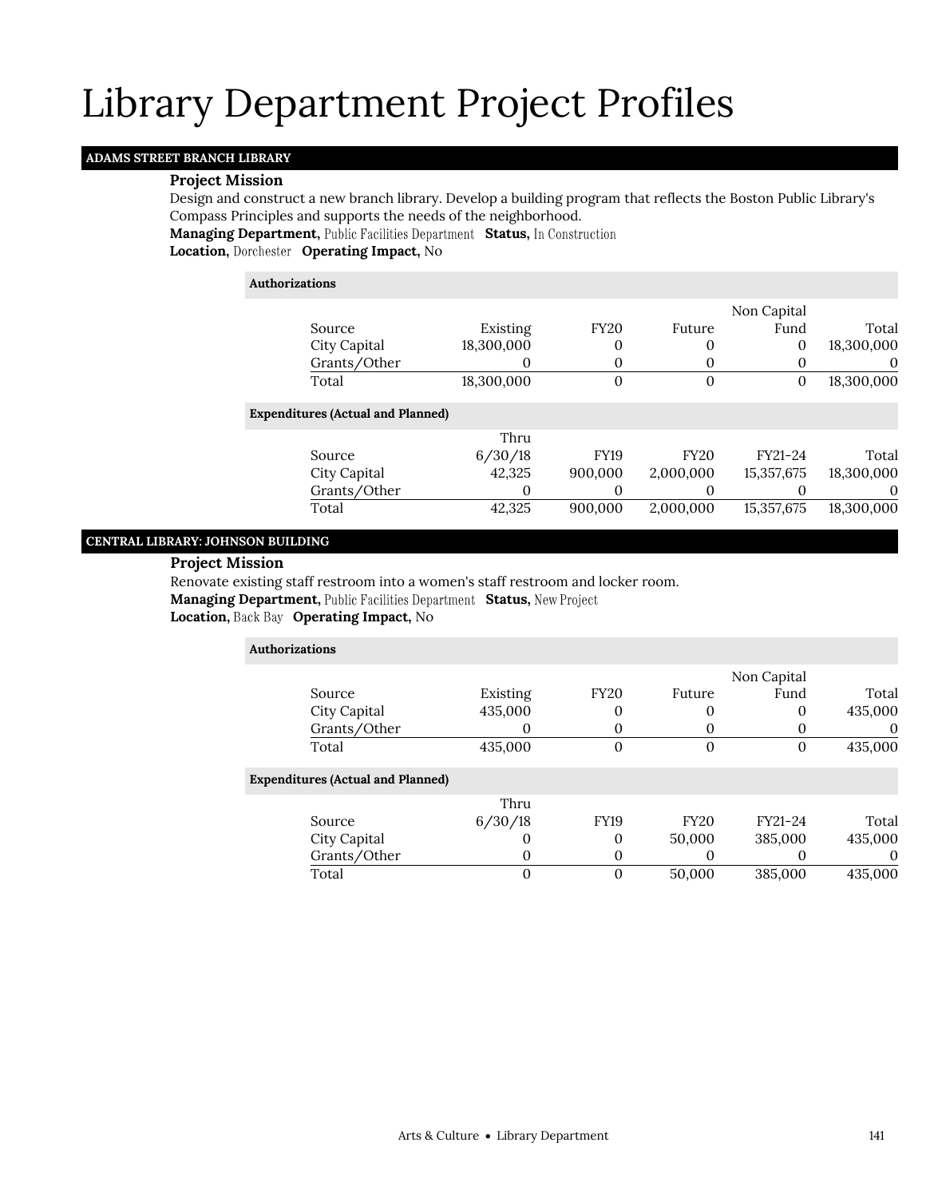# Library Department Project Profiles

## ADAMS STREET BRANCH LIBRARY

**Project Mission**

Design and construct a new branch library. Develop a building program that reflects the Boston Public Library's Compass Principles and supports the needs of the neighborhood.

**Managing Department,** Public Facilities Department **Status,** In Construction

**Location,** Dorchester **Operating Impact,** No

**Authorizations**

| Source | Existing | FY20 | Future | Non Capital Fund | Total |
|---|---|---|---|---|---|
| City Capital | 18,300,000 | 0 | 0 | 0 | 18,300,000 |
| Grants/Other | 0 | 0 | 0 | 0 | 0 |
| Total | 18,300,000 | 0 | 0 | 0 | 18,300,000 |

**Expenditures (Actual and Planned)**

| Source | Thru 6/30/18 | FY19 | FY20 | FY21-24 | Total |
|---|---|---|---|---|---|
| City Capital | 42,325 | 900,000 | 2,000,000 | 15,357,675 | 18,300,000 |
| Grants/Other | 0 | 0 | 0 | 0 | 0 |
| Total | 42,325 | 900,000 | 2,000,000 | 15,357,675 | 18,300,000 |

## CENTRAL LIBRARY: JOHNSON BUILDING

**Project Mission**

Renovate existing staff restroom into a women's staff restroom and locker room.

**Managing Department,** Public Facilities Department **Status,** New Project

**Location,** Back Bay **Operating Impact,** No

**Authorizations**

| Source | Existing | FY20 | Future | Non Capital Fund | Total |
|---|---|---|---|---|---|
| City Capital | 435,000 | 0 | 0 | 0 | 435,000 |
| Grants/Other | 0 | 0 | 0 | 0 | 0 |
| Total | 435,000 | 0 | 0 | 0 | 435,000 |

**Expenditures (Actual and Planned)**

| Source | Thru 6/30/18 | FY19 | FY20 | FY21-24 | Total |
|---|---|---|---|---|---|
| City Capital | 0 | 0 | 50,000 | 385,000 | 435,000 |
| Grants/Other | 0 | 0 | 0 | 0 | 0 |
| Total | 0 | 0 | 50,000 | 385,000 | 435,000 |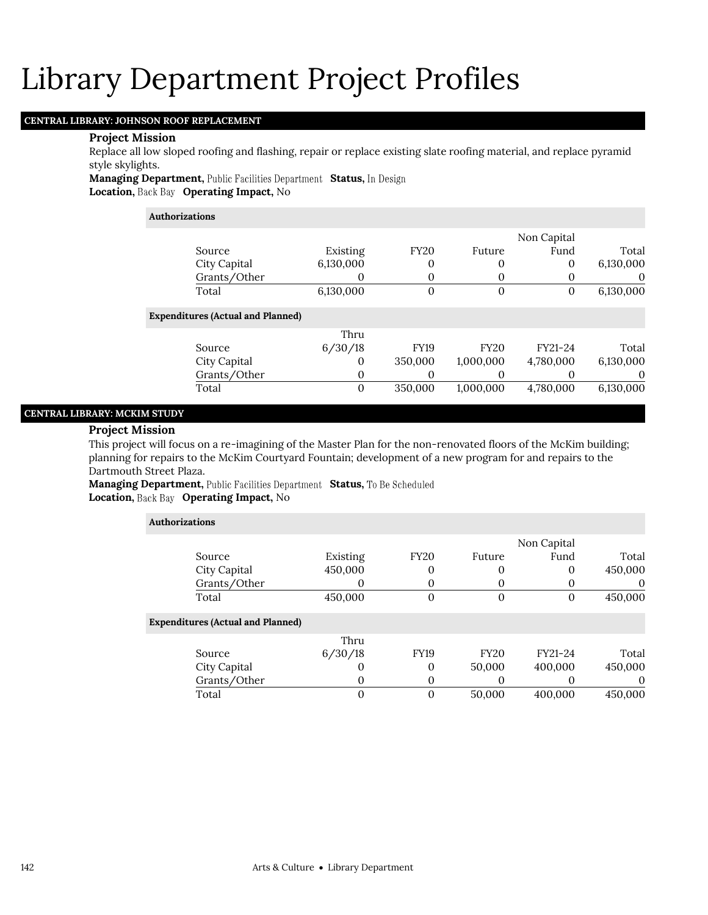# Library Department Project Profiles

## CENTRAL LIBRARY: JOHNSON ROOF REPLACEMENT

### Project Mission

Replace all low sloped roofing and flashing, repair or replace existing slate roofing material, and replace pyramid style skylights.

**Managing Department,** Public Facilities Department **Status,** In Design
**Location,** Back Bay **Operating Impact,** No

**Authorizations**

| Source | Existing | FY20 | Future | Non Capital Fund | Total |
|---|---|---|---|---|---|
| City Capital | 6,130,000 | 0 | 0 | 0 | 6,130,000 |
| Grants/Other | 0 | 0 | 0 | 0 | 0 |
| Total | 6,130,000 | 0 | 0 | 0 | 6,130,000 |

**Expenditures (Actual and Planned)**

| Source | Thru 6/30/18 | FY19 | FY20 | FY21-24 | Total |
|---|---|---|---|---|---|
| City Capital | 0 | 350,000 | 1,000,000 | 4,780,000 | 6,130,000 |
| Grants/Other | 0 | 0 | 0 | 0 | 0 |
| Total | 0 | 350,000 | 1,000,000 | 4,780,000 | 6,130,000 |

## CENTRAL LIBRARY: MCKIM STUDY

### Project Mission

This project will focus on a re-imagining of the Master Plan for the non-renovated floors of the McKim building; planning for repairs to the McKim Courtyard Fountain; development of a new program for and repairs to the Dartmouth Street Plaza.

**Managing Department,** Public Facilities Department **Status,** To Be Scheduled
**Location,** Back Bay **Operating Impact,** No

**Authorizations**

| Source | Existing | FY20 | Future | Non Capital Fund | Total |
|---|---|---|---|---|---|
| City Capital | 450,000 | 0 | 0 | 0 | 450,000 |
| Grants/Other | 0 | 0 | 0 | 0 | 0 |
| Total | 450,000 | 0 | 0 | 0 | 450,000 |

**Expenditures (Actual and Planned)**

| Source | Thru 6/30/18 | FY19 | FY20 | FY21-24 | Total |
|---|---|---|---|---|---|
| City Capital | 0 | 0 | 50,000 | 400,000 | 450,000 |
| Grants/Other | 0 | 0 | 0 | 0 | 0 |
| Total | 0 | 0 | 50,000 | 400,000 | 450,000 |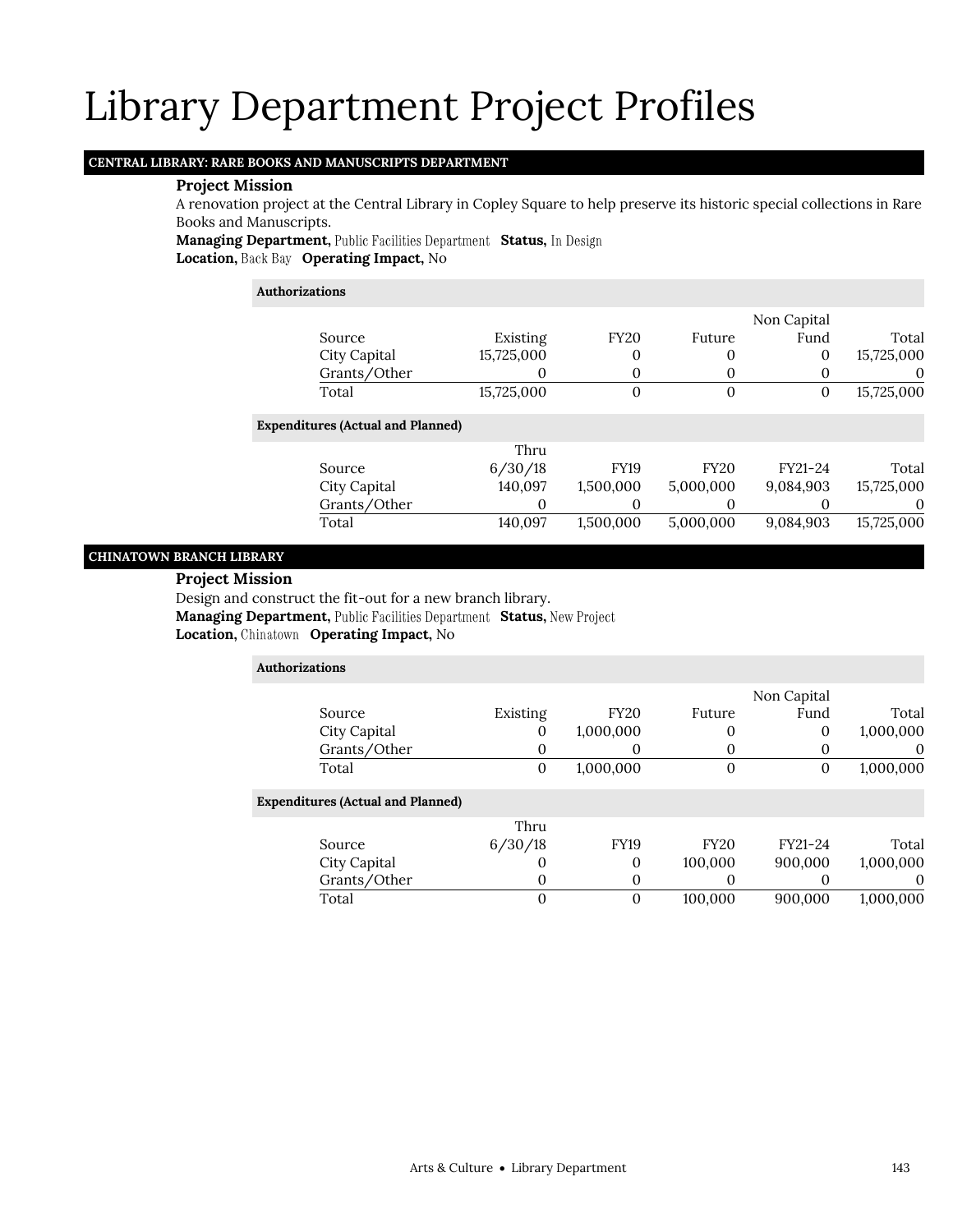# Library Department Project Profiles

## CENTRAL LIBRARY: RARE BOOKS AND MANUSCRIPTS DEPARTMENT

**Project Mission**

A renovation project at the Central Library in Copley Square to help preserve its historic special collections in Rare Books and Manuscripts.

**Managing Department,** Public Facilities Department **Status,** In Design

**Location,** Back Bay **Operating Impact,** No

**Authorizations**

| Source | Existing | FY20 | Future | Non Capital Fund | Total |
|---|---|---|---|---|---|
| City Capital | 15,725,000 | 0 | 0 | 0 | 15,725,000 |
| Grants/Other | 0 | 0 | 0 | 0 | 0 |
| Total | 15,725,000 | 0 | 0 | 0 | 15,725,000 |

**Expenditures (Actual and Planned)**

| Source | Thru 6/30/18 | FY19 | FY20 | FY21-24 | Total |
|---|---|---|---|---|---|
| City Capital | 140,097 | 1,500,000 | 5,000,000 | 9,084,903 | 15,725,000 |
| Grants/Other | 0 | 0 | 0 | 0 | 0 |
| Total | 140,097 | 1,500,000 | 5,000,000 | 9,084,903 | 15,725,000 |

## CHINATOWN BRANCH LIBRARY

**Project Mission**

Design and construct the fit-out for a new branch library.

**Managing Department,** Public Facilities Department **Status,** New Project

**Location,** Chinatown **Operating Impact,** No

**Authorizations**

| Source | Existing | FY20 | Future | Non Capital Fund | Total |
|---|---|---|---|---|---|
| City Capital | 0 | 1,000,000 | 0 | 0 | 1,000,000 |
| Grants/Other | 0 | 0 | 0 | 0 | 0 |
| Total | 0 | 1,000,000 | 0 | 0 | 1,000,000 |

**Expenditures (Actual and Planned)**

| Source | Thru 6/30/18 | FY19 | FY20 | FY21-24 | Total |
|---|---|---|---|---|---|
| City Capital | 0 | 0 | 100,000 | 900,000 | 1,000,000 |
| Grants/Other | 0 | 0 | 0 | 0 | 0 |
| Total | 0 | 0 | 100,000 | 900,000 | 1,000,000 |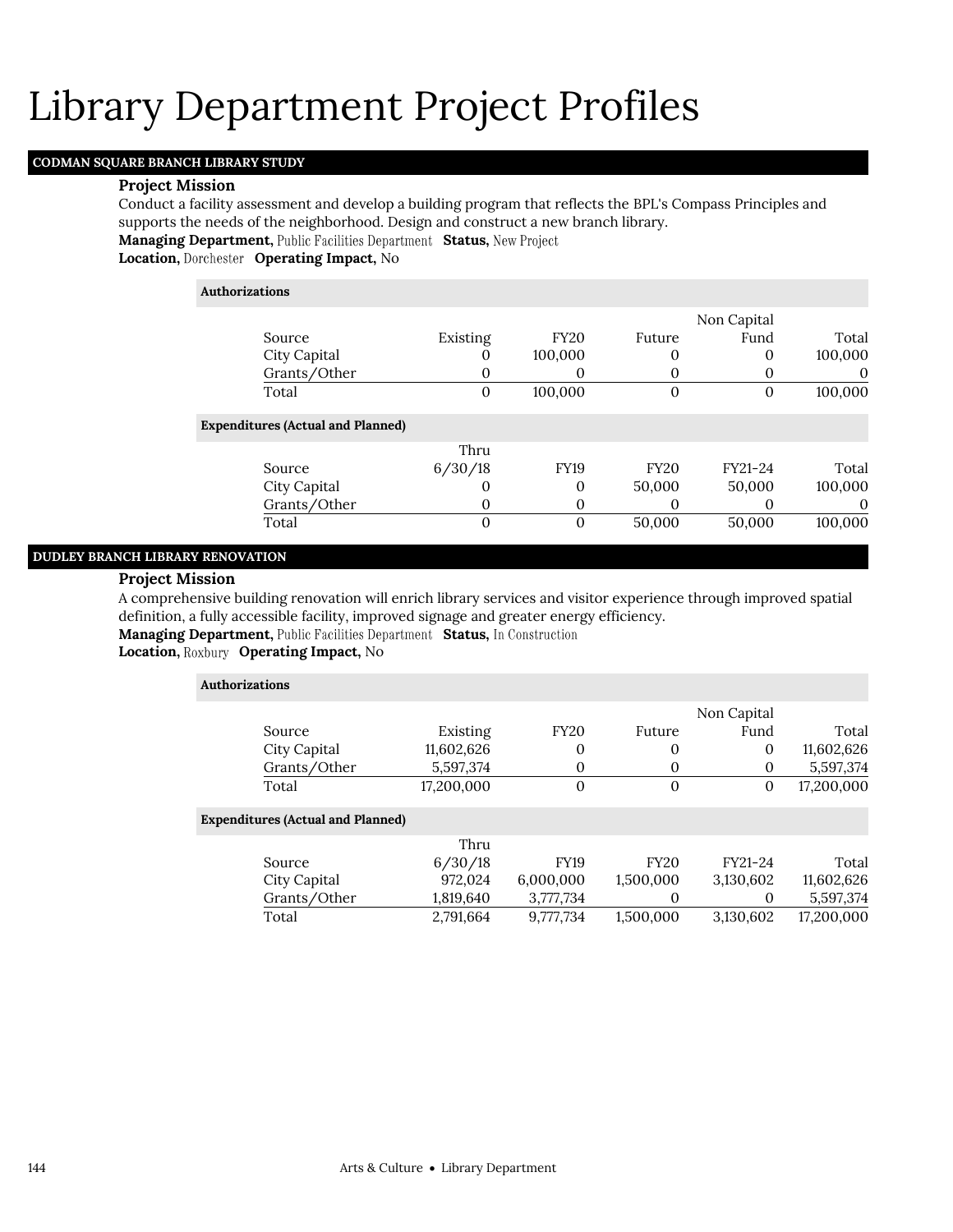# Library Department Project Profiles

## CODMAN SQUARE BRANCH LIBRARY STUDY

### Project Mission

Conduct a facility assessment and develop a building program that reflects the BPL's Compass Principles and supports the needs of the neighborhood. Design and construct a new branch library.

**Managing Department,** Public Facilities Department **Status,** New Project
**Location,** Dorchester **Operating Impact,** No

**Authorizations**

| Source | Existing | FY20 | Future | Non Capital Fund | Total |
|---|---|---|---|---|---|
| City Capital | 0 | 100,000 | 0 | 0 | 100,000 |
| Grants/Other | 0 | 0 | 0 | 0 | 0 |
| Total | 0 | 100,000 | 0 | 0 | 100,000 |

**Expenditures (Actual and Planned)**

| Source | Thru 6/30/18 | FY19 | FY20 | FY21-24 | Total |
|---|---|---|---|---|---|
| City Capital | 0 | 0 | 50,000 | 50,000 | 100,000 |
| Grants/Other | 0 | 0 | 0 | 0 | 0 |
| Total | 0 | 0 | 50,000 | 50,000 | 100,000 |

## DUDLEY BRANCH LIBRARY RENOVATION

### Project Mission

A comprehensive building renovation will enrich library services and visitor experience through improved spatial definition, a fully accessible facility, improved signage and greater energy efficiency.

**Managing Department,** Public Facilities Department **Status,** In Construction
**Location,** Roxbury **Operating Impact,** No

**Authorizations**

| Source | Existing | FY20 | Future | Non Capital Fund | Total |
|---|---|---|---|---|---|
| City Capital | 11,602,626 | 0 | 0 | 0 | 11,602,626 |
| Grants/Other | 5,597,374 | 0 | 0 | 0 | 5,597,374 |
| Total | 17,200,000 | 0 | 0 | 0 | 17,200,000 |

**Expenditures (Actual and Planned)**

| Source | Thru 6/30/18 | FY19 | FY20 | FY21-24 | Total |
|---|---|---|---|---|---|
| City Capital | 972,024 | 6,000,000 | 1,500,000 | 3,130,602 | 11,602,626 |
| Grants/Other | 1,819,640 | 3,777,734 | 0 | 0 | 5,597,374 |
| Total | 2,791,664 | 9,777,734 | 1,500,000 | 3,130,602 | 17,200,000 |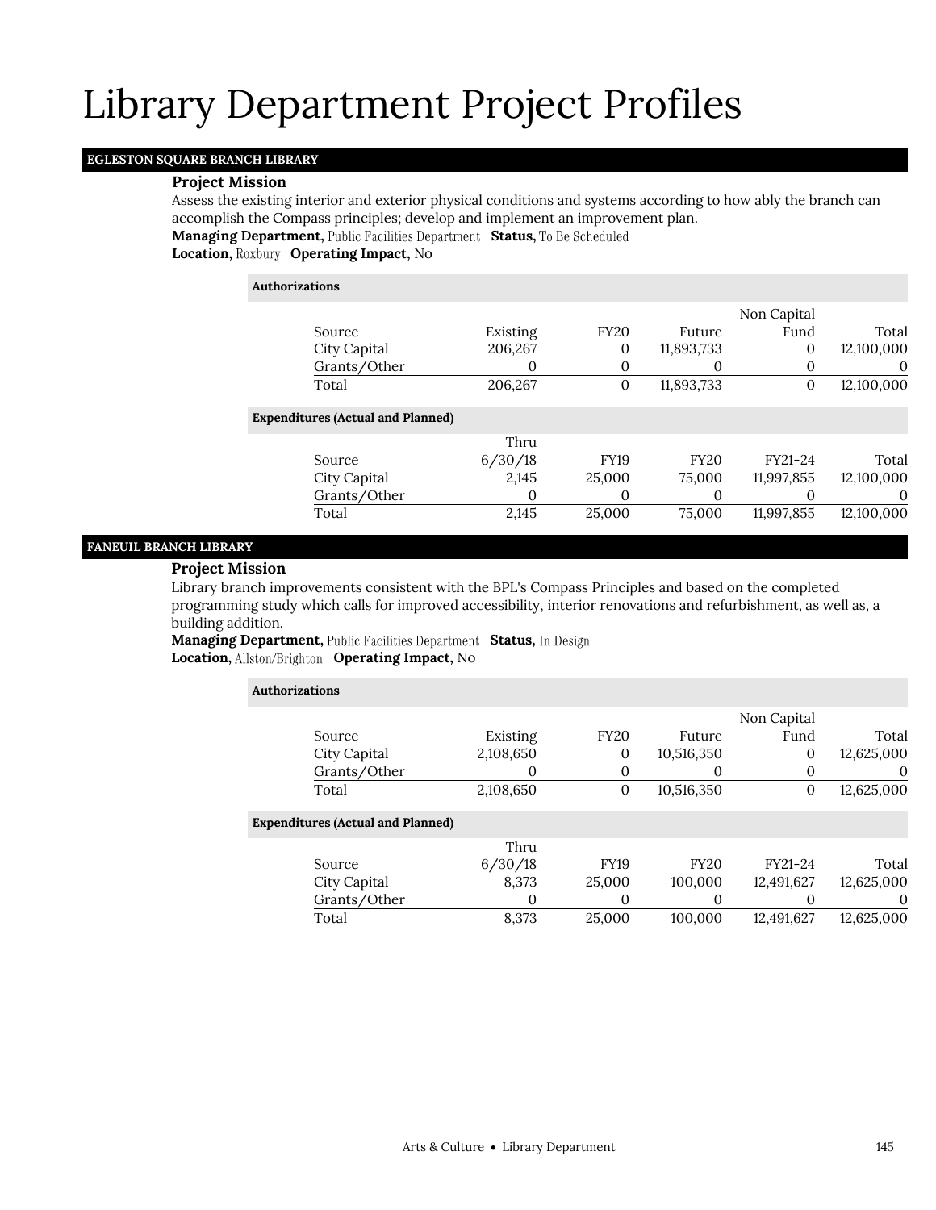# Library Department Project Profiles

## EGLESTON SQUARE BRANCH LIBRARY

### Project Mission

Assess the existing interior and exterior physical conditions and systems according to how ably the branch can accomplish the Compass principles; develop and implement an improvement plan.

**Managing Department,** Public Facilities Department **Status,** To Be Scheduled
**Location,** Roxbury **Operating Impact,** No

**Authorizations**

| Source | Existing | FY20 | Future | Non Capital Fund | Total |
|---|---|---|---|---|---|
| City Capital | 206,267 | 0 | 11,893,733 | 0 | 12,100,000 |
| Grants/Other | 0 | 0 | 0 | 0 | 0 |
| Total | 206,267 | 0 | 11,893,733 | 0 | 12,100,000 |

**Expenditures (Actual and Planned)**

| Source | Thru 6/30/18 | FY19 | FY20 | FY21-24 | Total |
|---|---|---|---|---|---|
| City Capital | 2,145 | 25,000 | 75,000 | 11,997,855 | 12,100,000 |
| Grants/Other | 0 | 0 | 0 | 0 | 0 |
| Total | 2,145 | 25,000 | 75,000 | 11,997,855 | 12,100,000 |

## FANEUIL BRANCH LIBRARY

### Project Mission

Library branch improvements consistent with the BPL's Compass Principles and based on the completed programming study which calls for improved accessibility, interior renovations and refurbishment, as well as, a building addition.

**Managing Department,** Public Facilities Department **Status,** In Design
**Location,** Allston/Brighton **Operating Impact,** No

**Authorizations**

| Source | Existing | FY20 | Future | Non Capital Fund | Total |
|---|---|---|---|---|---|
| City Capital | 2,108,650 | 0 | 10,516,350 | 0 | 12,625,000 |
| Grants/Other | 0 | 0 | 0 | 0 | 0 |
| Total | 2,108,650 | 0 | 10,516,350 | 0 | 12,625,000 |

**Expenditures (Actual and Planned)**

| Source | Thru 6/30/18 | FY19 | FY20 | FY21-24 | Total |
|---|---|---|---|---|---|
| City Capital | 8,373 | 25,000 | 100,000 | 12,491,627 | 12,625,000 |
| Grants/Other | 0 | 0 | 0 | 0 | 0 |
| Total | 8,373 | 25,000 | 100,000 | 12,491,627 | 12,625,000 |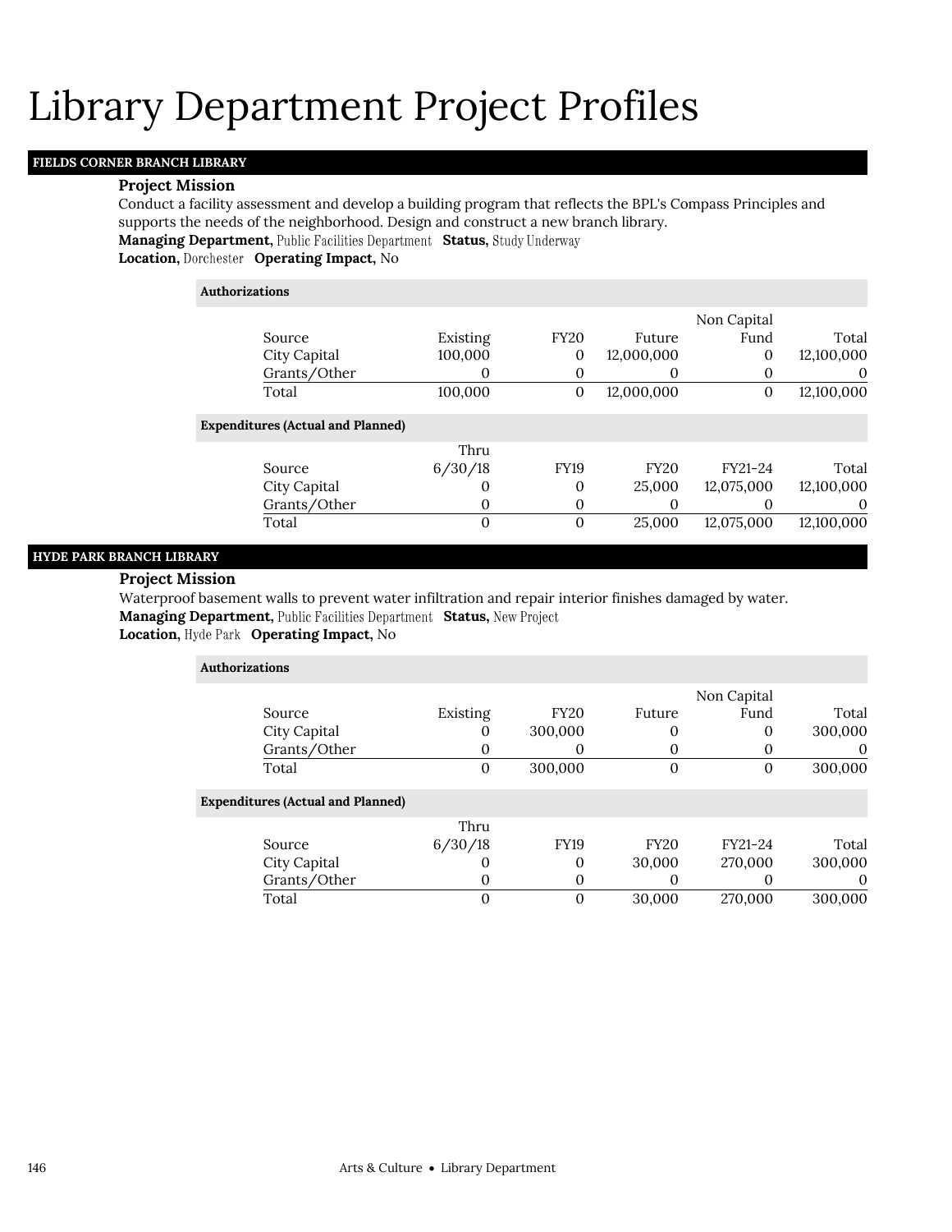# Library Department Project Profiles

## FIELDS CORNER BRANCH LIBRARY

### Project Mission

Conduct a facility assessment and develop a building program that reflects the BPL's Compass Principles and supports the needs of the neighborhood. Design and construct a new branch library.

**Managing Department,** Public Facilities Department **Status,** Study Underway

**Location,** Dorchester **Operating Impact,** No

**Authorizations**

| Source | Existing | FY20 | Future | Non Capital Fund | Total |
|---|---|---|---|---|---|
| City Capital | 100,000 | 0 | 12,000,000 | 0 | 12,100,000 |
| Grants/Other | 0 | 0 | 0 | 0 | 0 |
| Total | 100,000 | 0 | 12,000,000 | 0 | 12,100,000 |

**Expenditures (Actual and Planned)**

| Source | Thru 6/30/18 | FY19 | FY20 | FY21-24 | Total |
|---|---|---|---|---|---|
| City Capital | 0 | 0 | 25,000 | 12,075,000 | 12,100,000 |
| Grants/Other | 0 | 0 | 0 | 0 | 0 |
| Total | 0 | 0 | 25,000 | 12,075,000 | 12,100,000 |

## HYDE PARK BRANCH LIBRARY

### Project Mission

Waterproof basement walls to prevent water infiltration and repair interior finishes damaged by water.

**Managing Department,** Public Facilities Department **Status,** New Project

**Location,** Hyde Park **Operating Impact,** No

**Authorizations**

| Source | Existing | FY20 | Future | Non Capital Fund | Total |
|---|---|---|---|---|---|
| City Capital | 0 | 300,000 | 0 | 0 | 300,000 |
| Grants/Other | 0 | 0 | 0 | 0 | 0 |
| Total | 0 | 300,000 | 0 | 0 | 300,000 |

**Expenditures (Actual and Planned)**

| Source | Thru 6/30/18 | FY19 | FY20 | FY21-24 | Total |
|---|---|---|---|---|---|
| City Capital | 0 | 0 | 30,000 | 270,000 | 300,000 |
| Grants/Other | 0 | 0 | 0 | 0 | 0 |
| Total | 0 | 0 | 30,000 | 270,000 | 300,000 |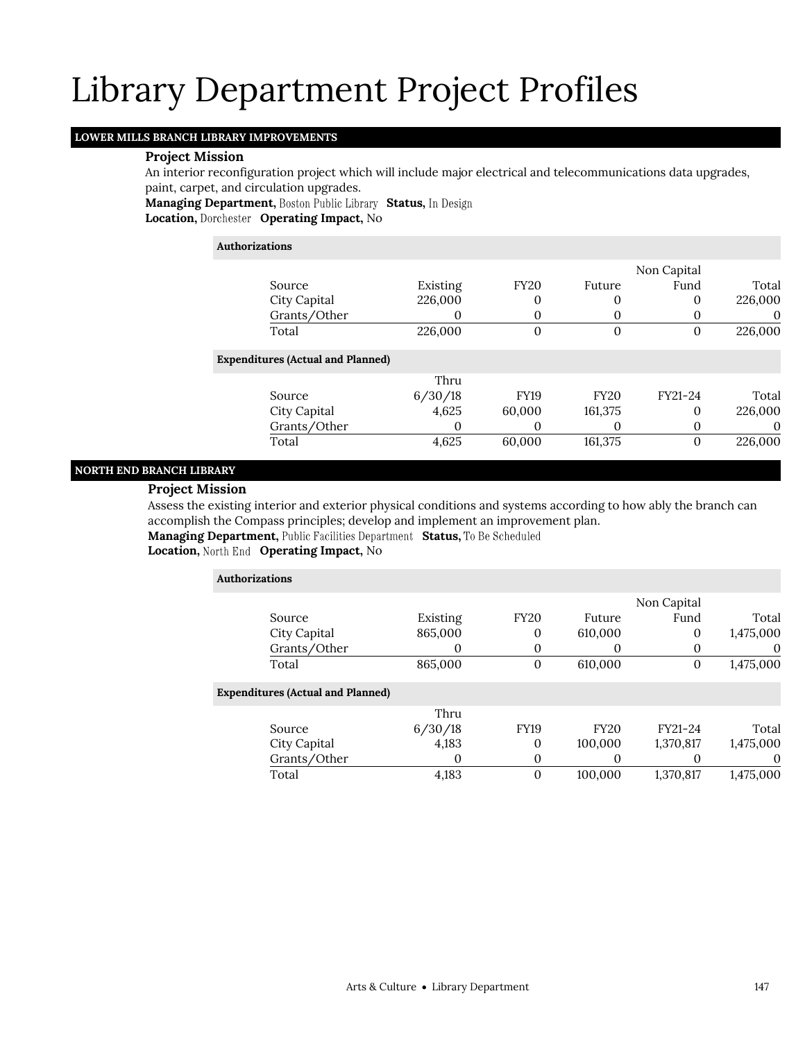# Library Department Project Profiles

## LOWER MILLS BRANCH LIBRARY IMPROVEMENTS

**Project Mission**

An interior reconfiguration project which will include major electrical and telecommunications data upgrades, paint, carpet, and circulation upgrades.

**Managing Department,** Boston Public Library **Status,** In Design

**Location,** Dorchester **Operating Impact,** No

**Authorizations**

| Source | Existing | FY20 | Future | Non Capital Fund | Total |
|---|---|---|---|---|---|
| City Capital | 226,000 | 0 | 0 | 0 | 226,000 |
| Grants/Other | 0 | 0 | 0 | 0 | 0 |
| Total | 226,000 | 0 | 0 | 0 | 226,000 |

**Expenditures (Actual and Planned)**

| Source | Thru 6/30/18 | FY19 | FY20 | FY21-24 | Total |
|---|---|---|---|---|---|
| City Capital | 4,625 | 60,000 | 161,375 | 0 | 226,000 |
| Grants/Other | 0 | 0 | 0 | 0 | 0 |
| Total | 4,625 | 60,000 | 161,375 | 0 | 226,000 |

## NORTH END BRANCH LIBRARY

**Project Mission**

Assess the existing interior and exterior physical conditions and systems according to how ably the branch can accomplish the Compass principles; develop and implement an improvement plan.

**Managing Department,** Public Facilities Department **Status,** To Be Scheduled

**Location,** North End **Operating Impact,** No

**Authorizations**

| Source | Existing | FY20 | Future | Non Capital Fund | Total |
|---|---|---|---|---|---|
| City Capital | 865,000 | 0 | 610,000 | 0 | 1,475,000 |
| Grants/Other | 0 | 0 | 0 | 0 | 0 |
| Total | 865,000 | 0 | 610,000 | 0 | 1,475,000 |

**Expenditures (Actual and Planned)**

| Source | Thru 6/30/18 | FY19 | FY20 | FY21-24 | Total |
|---|---|---|---|---|---|
| City Capital | 4,183 | 0 | 100,000 | 1,370,817 | 1,475,000 |
| Grants/Other | 0 | 0 | 0 | 0 | 0 |
| Total | 4,183 | 0 | 100,000 | 1,370,817 | 1,475,000 |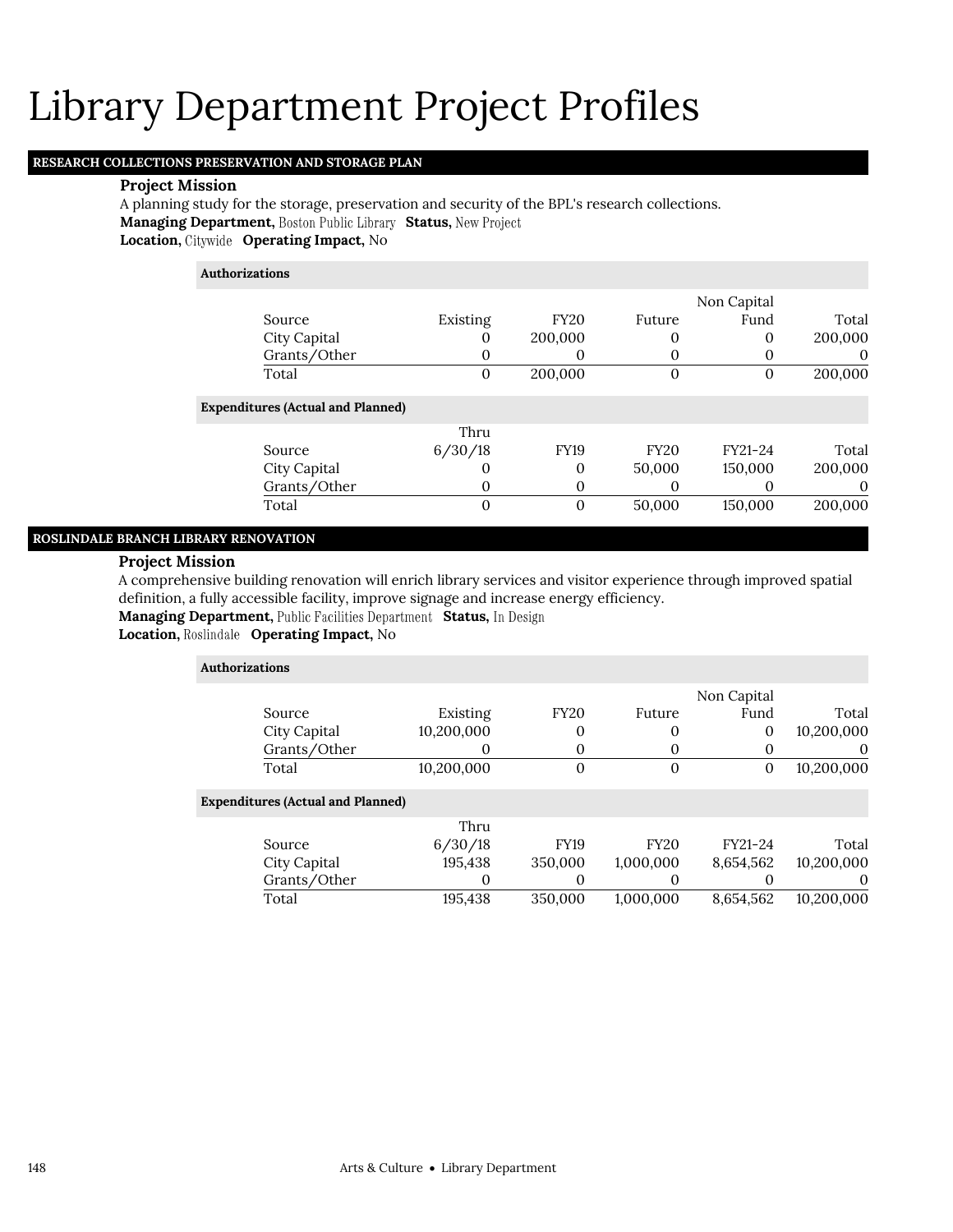# Library Department Project Profiles

## RESEARCH COLLECTIONS PRESERVATION AND STORAGE PLAN

**Project Mission**

A planning study for the storage, preservation and security of the BPL's research collections.

**Managing Department,** Boston Public Library **Status,** New Project

**Location,** Citywide **Operating Impact,** No

**Authorizations**

| Source | Existing | FY20 | Future | Non Capital Fund | Total |
|---|---|---|---|---|---|
| City Capital | 0 | 200,000 | 0 | 0 | 200,000 |
| Grants/Other | 0 | 0 | 0 | 0 | 0 |
| Total | 0 | 200,000 | 0 | 0 | 200,000 |

**Expenditures (Actual and Planned)**

| Source | Thru 6/30/18 | FY19 | FY20 | FY21-24 | Total |
|---|---|---|---|---|---|
| City Capital | 0 | 0 | 50,000 | 150,000 | 200,000 |
| Grants/Other | 0 | 0 | 0 | 0 | 0 |
| Total | 0 | 0 | 50,000 | 150,000 | 200,000 |

## ROSLINDALE BRANCH LIBRARY RENOVATION

**Project Mission**

A comprehensive building renovation will enrich library services and visitor experience through improved spatial definition, a fully accessible facility, improve signage and increase energy efficiency.

**Managing Department,** Public Facilities Department **Status,** In Design

**Location,** Roslindale **Operating Impact,** No

**Authorizations**

| Source | Existing | FY20 | Future | Non Capital Fund | Total |
|---|---|---|---|---|---|
| City Capital | 10,200,000 | 0 | 0 | 0 | 10,200,000 |
| Grants/Other | 0 | 0 | 0 | 0 | 0 |
| Total | 10,200,000 | 0 | 0 | 0 | 10,200,000 |

**Expenditures (Actual and Planned)**

| Source | Thru 6/30/18 | FY19 | FY20 | FY21-24 | Total |
|---|---|---|---|---|---|
| City Capital | 195,438 | 350,000 | 1,000,000 | 8,654,562 | 10,200,000 |
| Grants/Other | 0 | 0 | 0 | 0 | 0 |
| Total | 195,438 | 350,000 | 1,000,000 | 8,654,562 | 10,200,000 |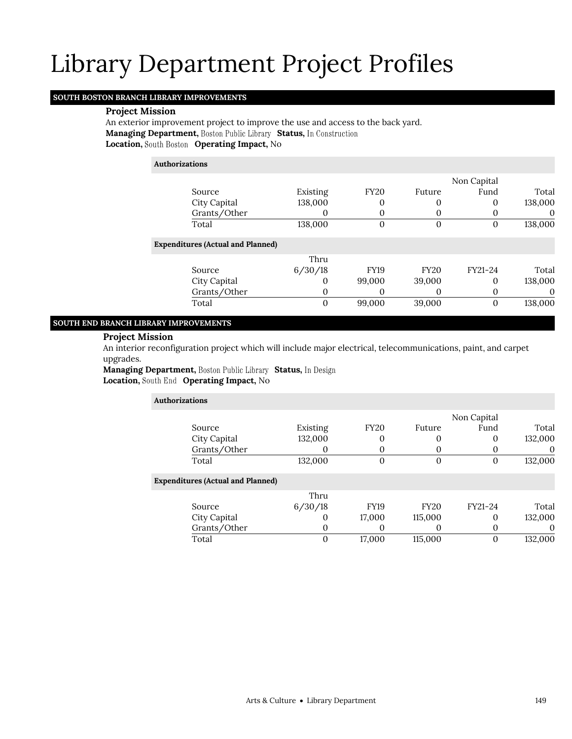# Library Department Project Profiles

## SOUTH BOSTON BRANCH LIBRARY IMPROVEMENTS

**Project Mission**

An exterior improvement project to improve the use and access to the back yard.

**Managing Department,** Boston Public Library **Status,** In Construction

**Location,** South Boston **Operating Impact,** No

**Authorizations**

| Source | Existing | FY20 | Future | Non Capital Fund | Total |
|---|---|---|---|---|---|
| City Capital | 138,000 | 0 | 0 | 0 | 138,000 |
| Grants/Other | 0 | 0 | 0 | 0 | 0 |
| Total | 138,000 | 0 | 0 | 0 | 138,000 |

**Expenditures (Actual and Planned)**

| Source | Thru 6/30/18 | FY19 | FY20 | FY21-24 | Total |
|---|---|---|---|---|---|
| City Capital | 0 | 99,000 | 39,000 | 0 | 138,000 |
| Grants/Other | 0 | 0 | 0 | 0 | 0 |
| Total | 0 | 99,000 | 39,000 | 0 | 138,000 |

## SOUTH END BRANCH LIBRARY IMPROVEMENTS

**Project Mission**

An interior reconfiguration project which will include major electrical, telecommunications, paint, and carpet upgrades.

**Managing Department,** Boston Public Library **Status,** In Design

**Location,** South End **Operating Impact,** No

**Authorizations**

| Source | Existing | FY20 | Future | Non Capital Fund | Total |
|---|---|---|---|---|---|
| City Capital | 132,000 | 0 | 0 | 0 | 132,000 |
| Grants/Other | 0 | 0 | 0 | 0 | 0 |
| Total | 132,000 | 0 | 0 | 0 | 132,000 |

**Expenditures (Actual and Planned)**

| Source | Thru 6/30/18 | FY19 | FY20 | FY21-24 | Total |
|---|---|---|---|---|---|
| City Capital | 0 | 17,000 | 115,000 | 0 | 132,000 |
| Grants/Other | 0 | 0 | 0 | 0 | 0 |
| Total | 0 | 17,000 | 115,000 | 0 | 132,000 |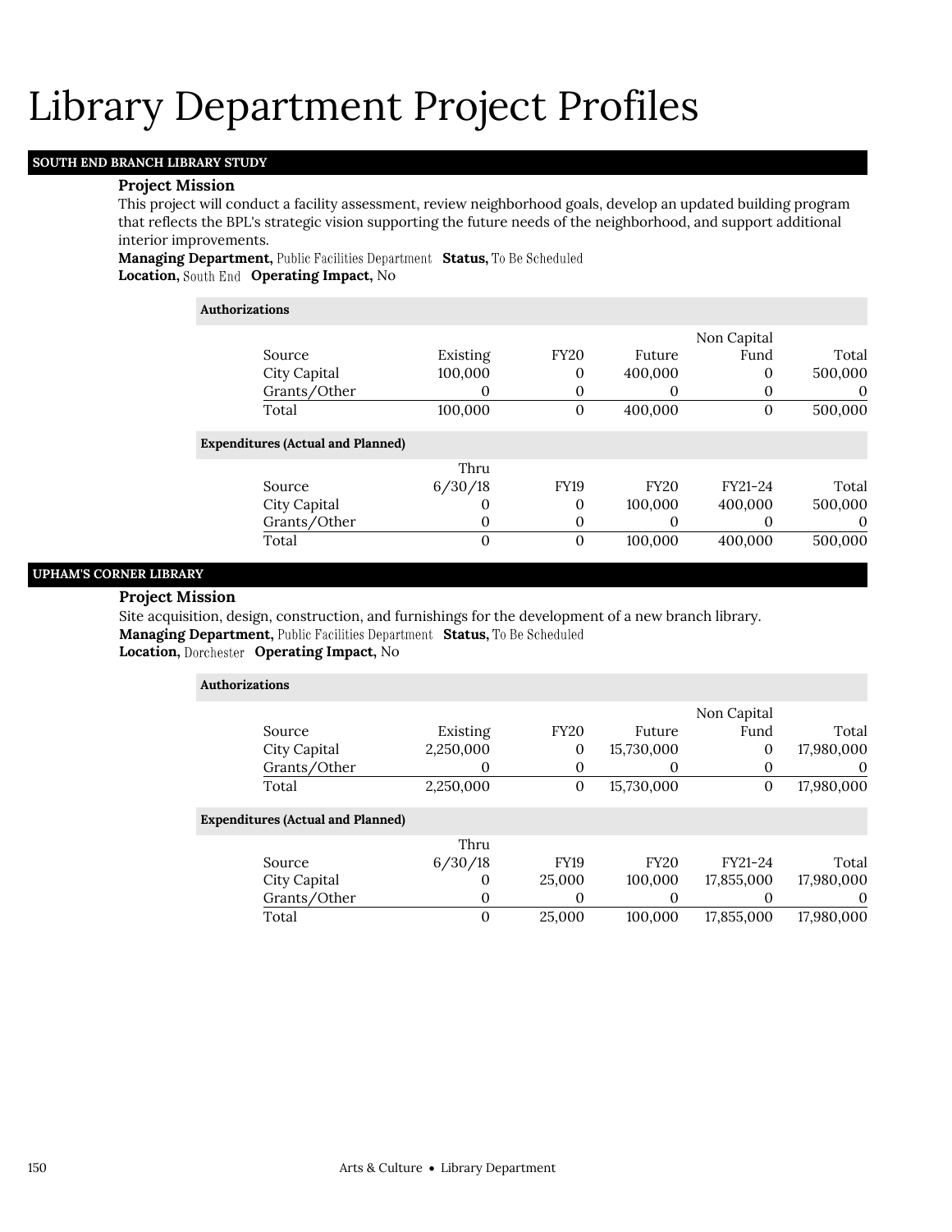# Library Department Project Profiles

## SOUTH END BRANCH LIBRARY STUDY

**Project Mission**

This project will conduct a facility assessment, review neighborhood goals, develop an updated building program that reflects the BPL's strategic vision supporting the future needs of the neighborhood, and support additional interior improvements.

**Managing Department,** Public Facilities Department **Status,** To Be Scheduled
**Location,** South End **Operating Impact,** No

**Authorizations**

| Source | Existing | FY20 | Future | Non Capital Fund | Total |
|---|---|---|---|---|---|
| City Capital | 100,000 | 0 | 400,000 | 0 | 500,000 |
| Grants/Other | 0 | 0 | 0 | 0 | 0 |
| Total | 100,000 | 0 | 400,000 | 0 | 500,000 |

**Expenditures (Actual and Planned)**

| Source | Thru 6/30/18 | FY19 | FY20 | FY21-24 | Total |
|---|---|---|---|---|---|
| City Capital | 0 | 0 | 100,000 | 400,000 | 500,000 |
| Grants/Other | 0 | 0 | 0 | 0 | 0 |
| Total | 0 | 0 | 100,000 | 400,000 | 500,000 |

## UPHAM'S CORNER LIBRARY

**Project Mission**

Site acquisition, design, construction, and furnishings for the development of a new branch library.

**Managing Department,** Public Facilities Department **Status,** To Be Scheduled
**Location,** Dorchester **Operating Impact,** No

**Authorizations**

| Source | Existing | FY20 | Future | Non Capital Fund | Total |
|---|---|---|---|---|---|
| City Capital | 2,250,000 | 0 | 15,730,000 | 0 | 17,980,000 |
| Grants/Other | 0 | 0 | 0 | 0 | 0 |
| Total | 2,250,000 | 0 | 15,730,000 | 0 | 17,980,000 |

**Expenditures (Actual and Planned)**

| Source | Thru 6/30/18 | FY19 | FY20 | FY21-24 | Total |
|---|---|---|---|---|---|
| City Capital | 0 | 25,000 | 100,000 | 17,855,000 | 17,980,000 |
| Grants/Other | 0 | 0 | 0 | 0 | 0 |
| Total | 0 | 25,000 | 100,000 | 17,855,000 | 17,980,000 |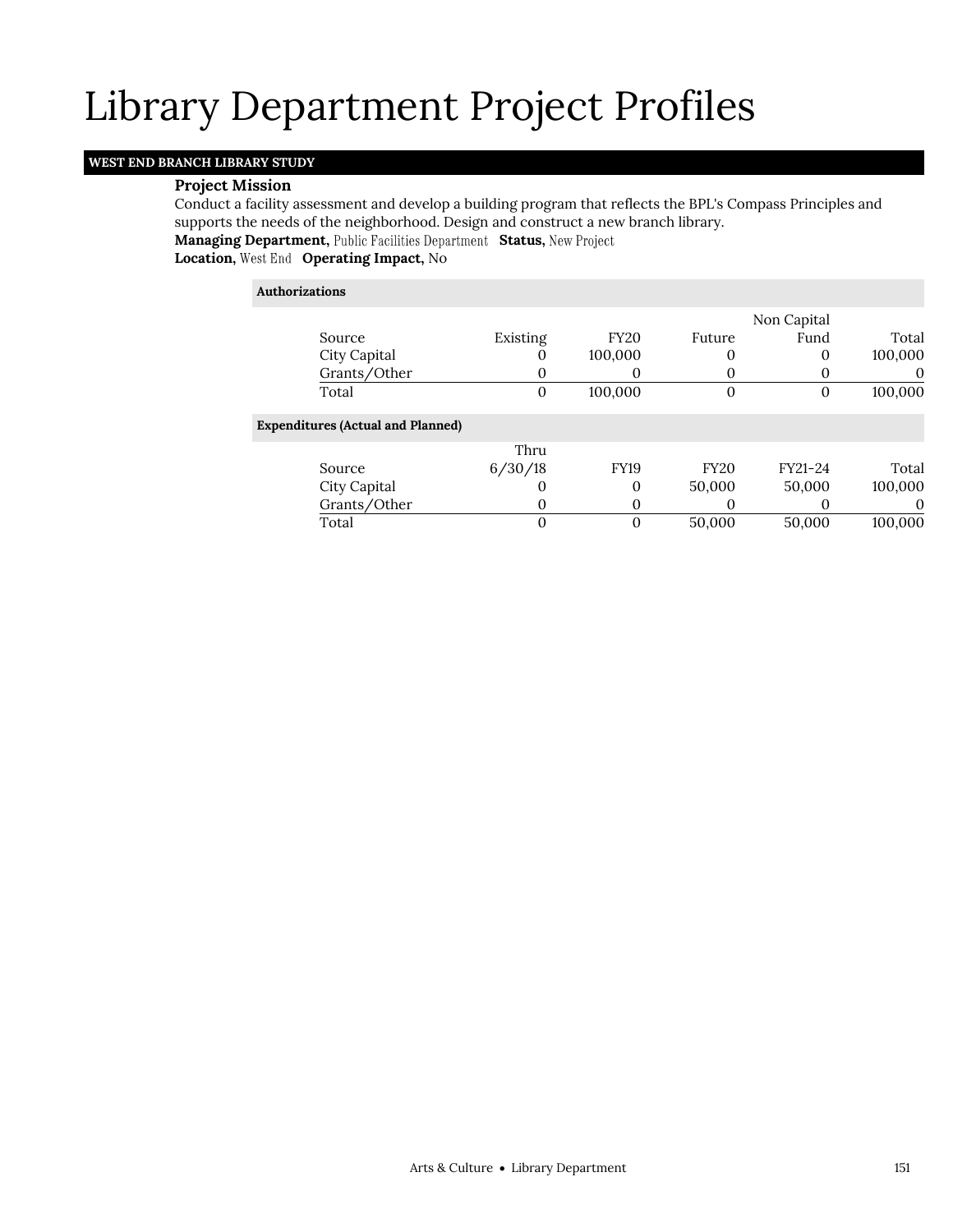# Library Department Project Profiles

## WEST END BRANCH LIBRARY STUDY

**Project Mission**

Conduct a facility assessment and develop a building program that reflects the BPL's Compass Principles and supports the needs of the neighborhood. Design and construct a new branch library.

**Managing Department,** Public Facilities Department **Status,** New Project

**Location,** West End **Operating Impact,** No

**Authorizations**

| Source | Existing | FY20 | Future | Non Capital Fund | Total |
|---|---|---|---|---|---|
| City Capital | 0 | 100,000 | 0 | 0 | 100,000 |
| Grants/Other | 0 | 0 | 0 | 0 | 0 |
| Total | 0 | 100,000 | 0 | 0 | 100,000 |

**Expenditures (Actual and Planned)**

| Source | Thru 6/30/18 | FY19 | FY20 | FY21-24 | Total |
|---|---|---|---|---|---|
| City Capital | 0 | 0 | 50,000 | 50,000 | 100,000 |
| Grants/Other | 0 | 0 | 0 | 0 | 0 |
| Total | 0 | 0 | 50,000 | 50,000 | 100,000 |